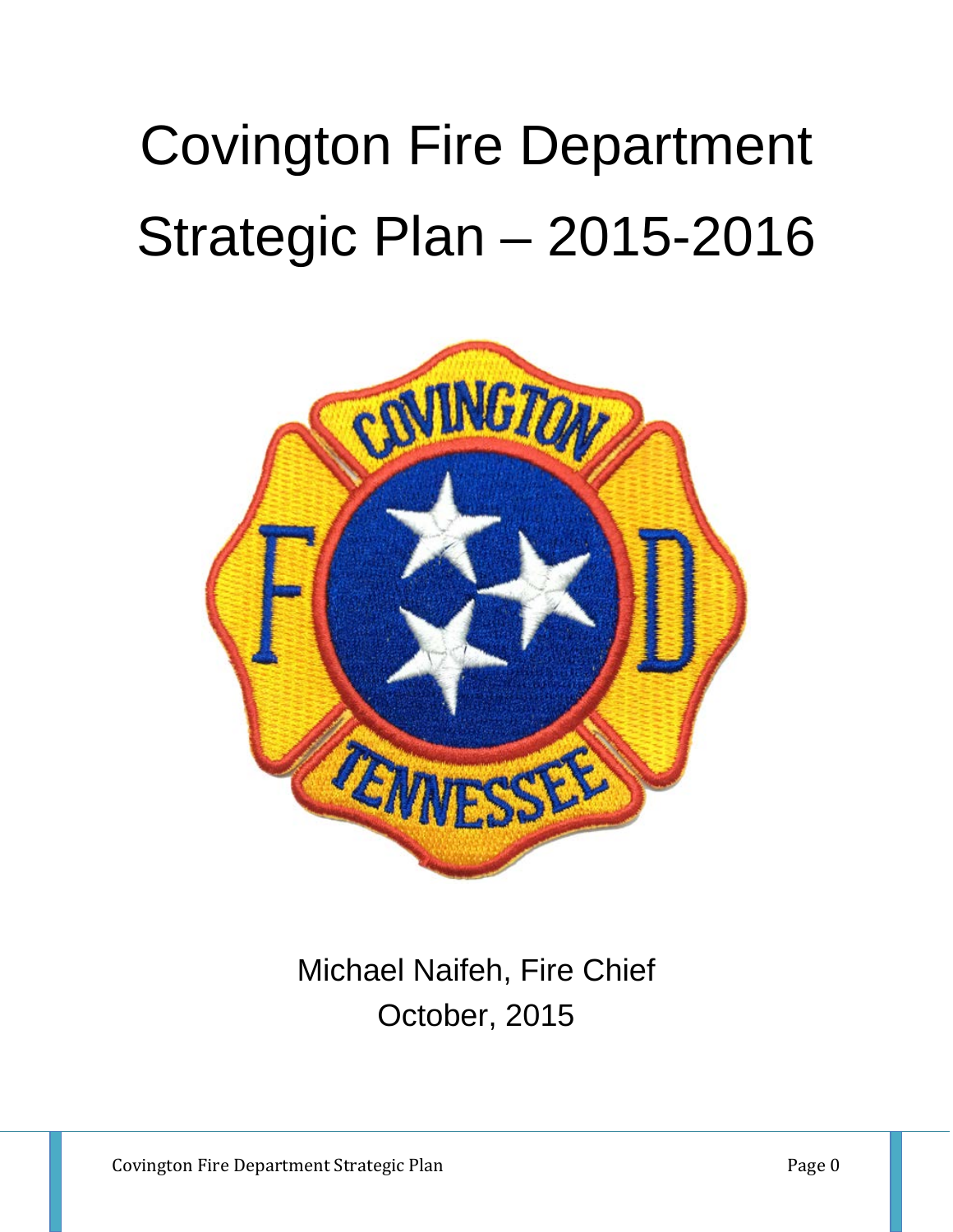# Covington Fire Department Strategic Plan – 2015-2016

Michael Naifeh, Fire Chief

October, 2015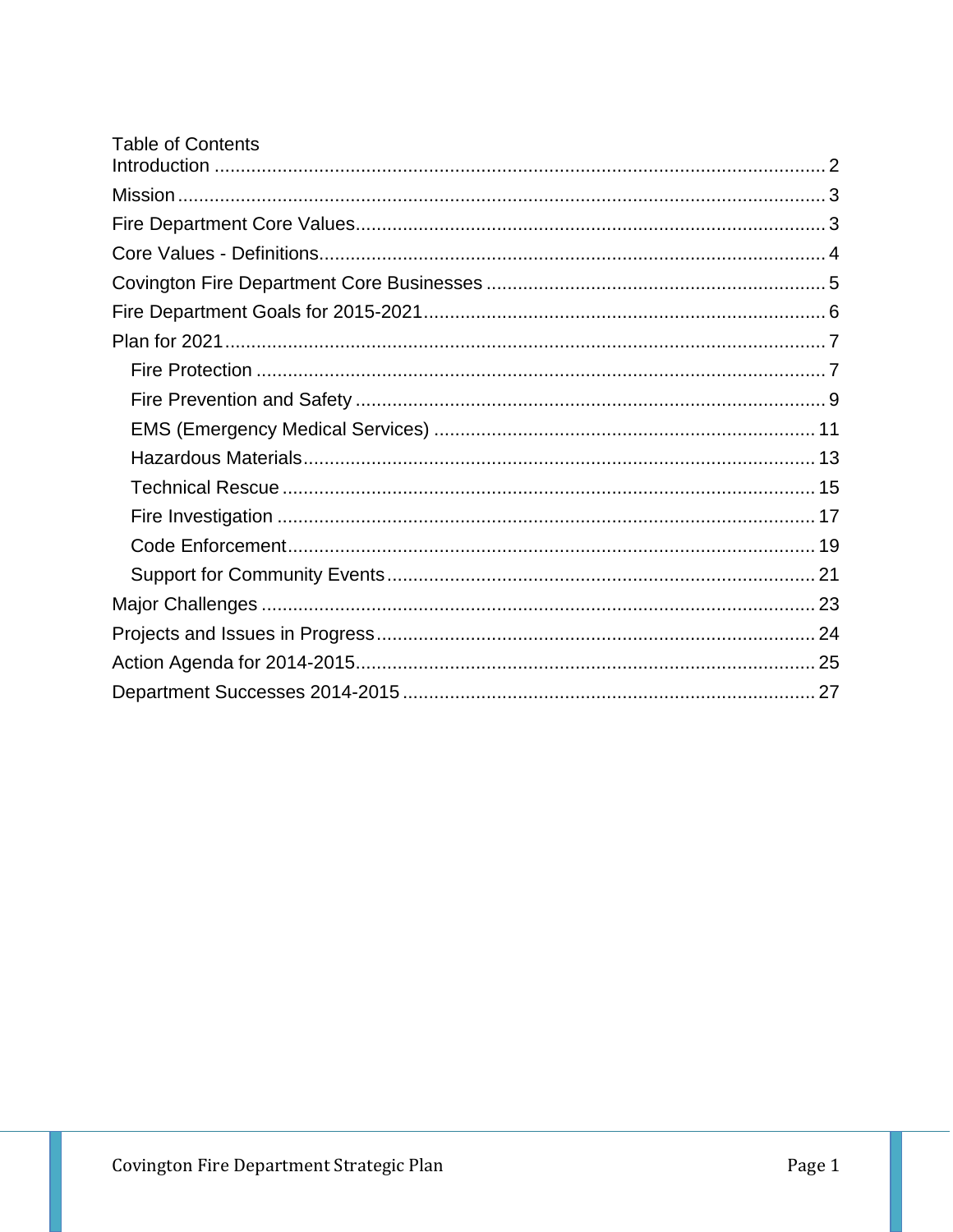# Table of Contents

- Introduction ........ 2
- Mission ........ 3
- Fire Department Core Values ........ 3
- Core Values - Definitions ........ 4
- Covington Fire Department Core Businesses ........ 5
- Fire Department Goals for 2015-2021 ........ 6
- Plan for 2021 ........ 7
  - Fire Protection ........ 7
  - Fire Prevention and Safety ........ 9
  - EMS (Emergency Medical Services) ........ 11
  - Hazardous Materials ........ 13
  - Technical Rescue ........ 15
  - Fire Investigation ........ 17
  - Code Enforcement ........ 19
  - Support for Community Events ........ 21
- Major Challenges ........ 23
- Projects and Issues in Progress ........ 24
- Action Agenda for 2014-2015 ........ 25
- Department Successes 2014-2015 ........ 27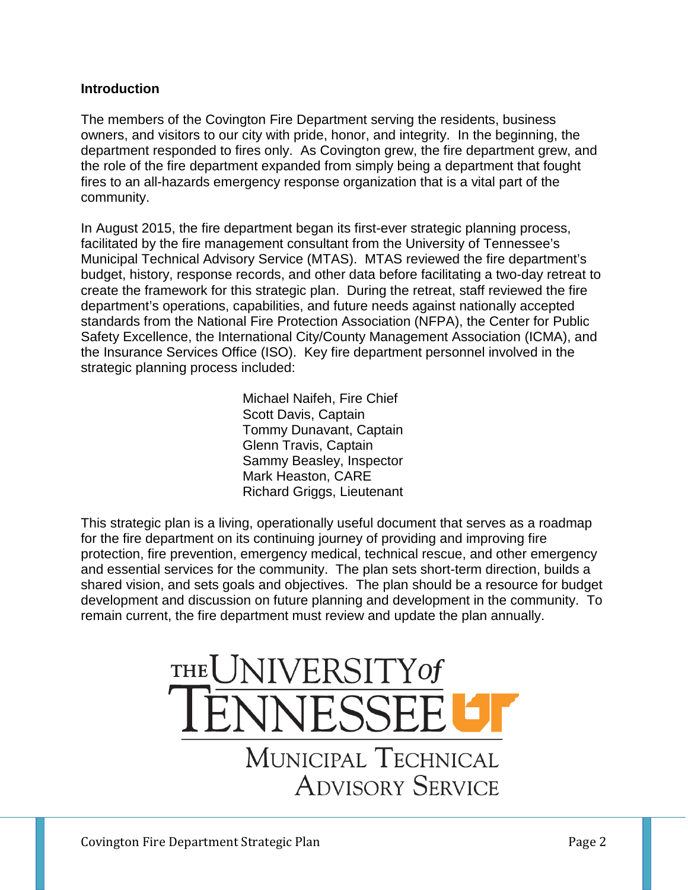## Introduction

The members of the Covington Fire Department serving the residents, business owners, and visitors to our city with pride, honor, and integrity. In the beginning, the department responded to fires only. As Covington grew, the fire department grew, and the role of the fire department expanded from simply being a department that fought fires to an all-hazards emergency response organization that is a vital part of the community.

In August 2015, the fire department began its first-ever strategic planning process, facilitated by the fire management consultant from the University of Tennessee's Municipal Technical Advisory Service (MTAS). MTAS reviewed the fire department's budget, history, response records, and other data before facilitating a two-day retreat to create the framework for this strategic plan. During the retreat, staff reviewed the fire department's operations, capabilities, and future needs against nationally accepted standards from the National Fire Protection Association (NFPA), the Center for Public Safety Excellence, the International City/County Management Association (ICMA), and the Insurance Services Office (ISO). Key fire department personnel involved in the strategic planning process included:

Michael Naifeh, Fire Chief
Scott Davis, Captain
Tommy Dunavant, Captain
Glenn Travis, Captain
Sammy Beasley, Inspector
Mark Heaston, CARE
Richard Griggs, Lieutenant

This strategic plan is a living, operationally useful document that serves as a roadmap for the fire department on its continuing journey of providing and improving fire protection, fire prevention, emergency medical, technical rescue, and other emergency and essential services for the community. The plan sets short-term direction, builds a shared vision, and sets goals and objectives. The plan should be a resource for budget development and discussion on future planning and development in the community. To remain current, the fire department must review and update the plan annually.

THE UNIVERSITY of TENNESSEE
MUNICIPAL TECHNICAL ADVISORY SERVICE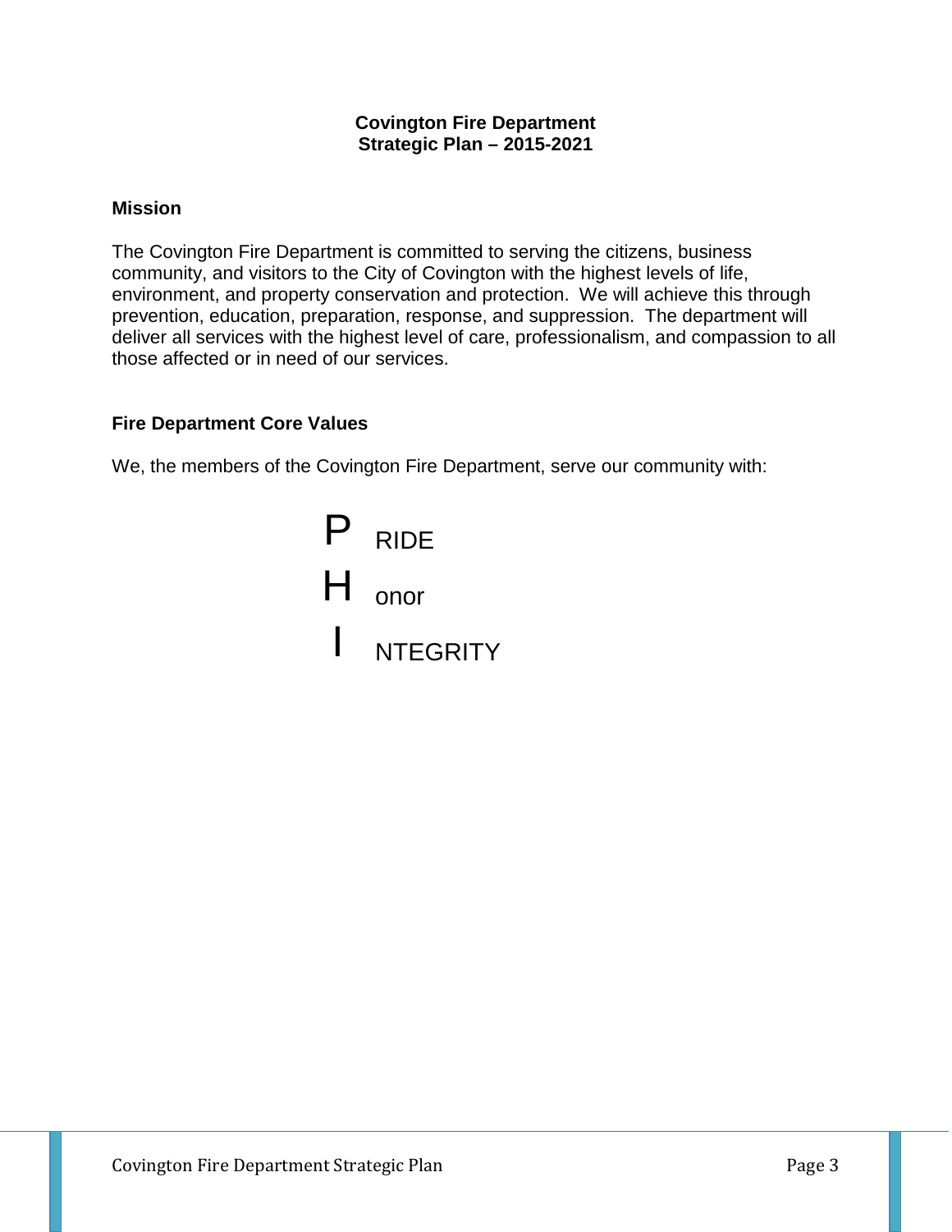**Covington Fire Department**
**Strategic Plan – 2015-2021**

## Mission

The Covington Fire Department is committed to serving the citizens, business community, and visitors to the City of Covington with the highest levels of life, environment, and property conservation and protection. We will achieve this through prevention, education, preparation, response, and suppression. The department will deliver all services with the highest level of care, professionalism, and compassion to all those affected or in need of our services.

## Fire Department Core Values

We, the members of the Covington Fire Department, serve our community with:

P RIDE

H onor

I NTEGRITY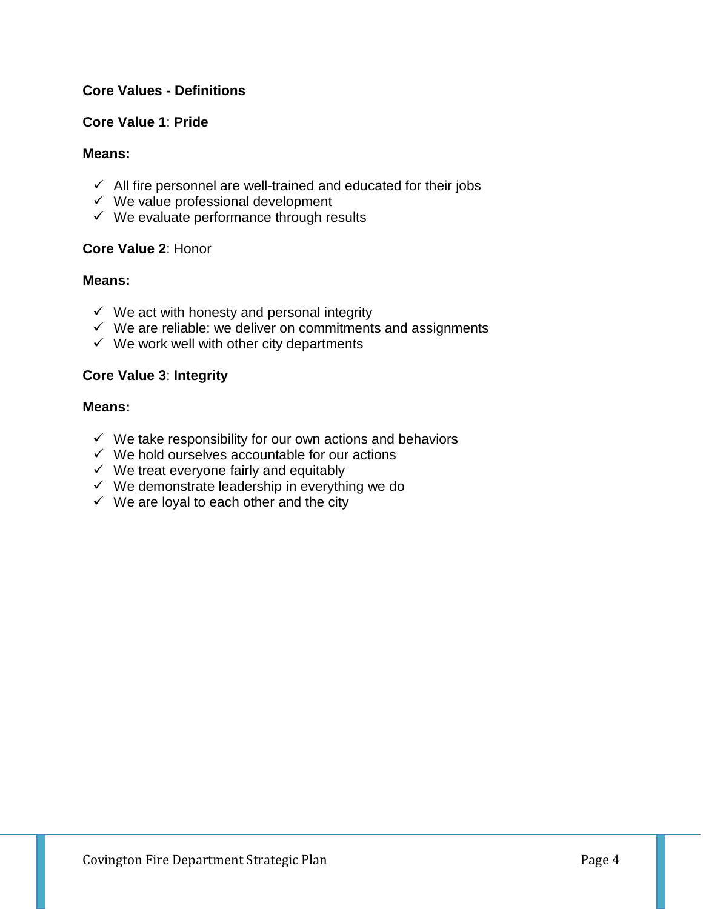**Core Values - Definitions**

**Core Value 1**: **Pride**

**Means:**

- ✓ All fire personnel are well-trained and educated for their jobs
- ✓ We value professional development
- ✓ We evaluate performance through results

**Core Value 2**: Honor

**Means:**

- ✓ We act with honesty and personal integrity
- ✓ We are reliable: we deliver on commitments and assignments
- ✓ We work well with other city departments

**Core Value 3**: **Integrity**

**Means:**

- ✓ We take responsibility for our own actions and behaviors
- ✓ We hold ourselves accountable for our actions
- ✓ We treat everyone fairly and equitably
- ✓ We demonstrate leadership in everything we do
- ✓ We are loyal to each other and the city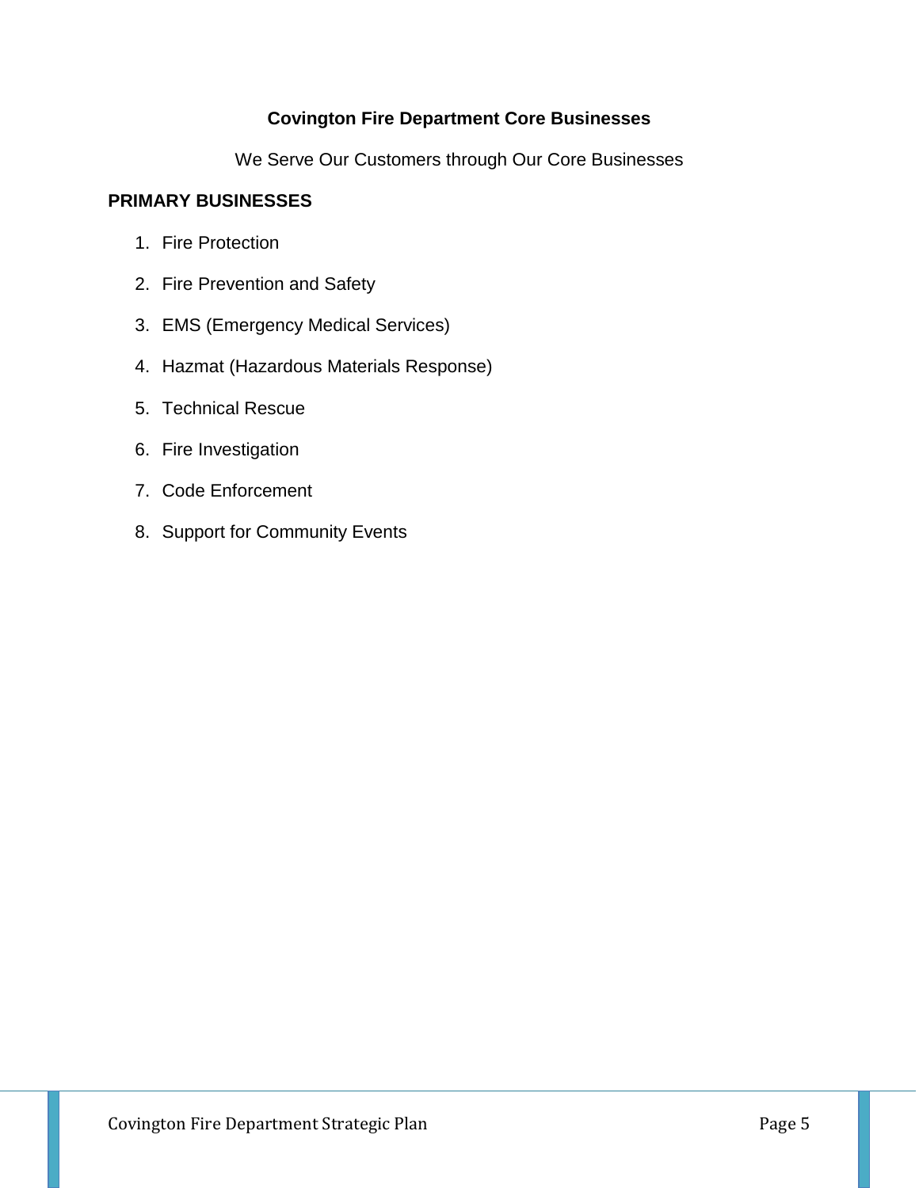## Covington Fire Department Core Businesses

We Serve Our Customers through Our Core Businesses

**PRIMARY BUSINESSES**

1. Fire Protection
2. Fire Prevention and Safety
3. EMS (Emergency Medical Services)
4. Hazmat (Hazardous Materials Response)
5. Technical Rescue
6. Fire Investigation
7. Code Enforcement
8. Support for Community Events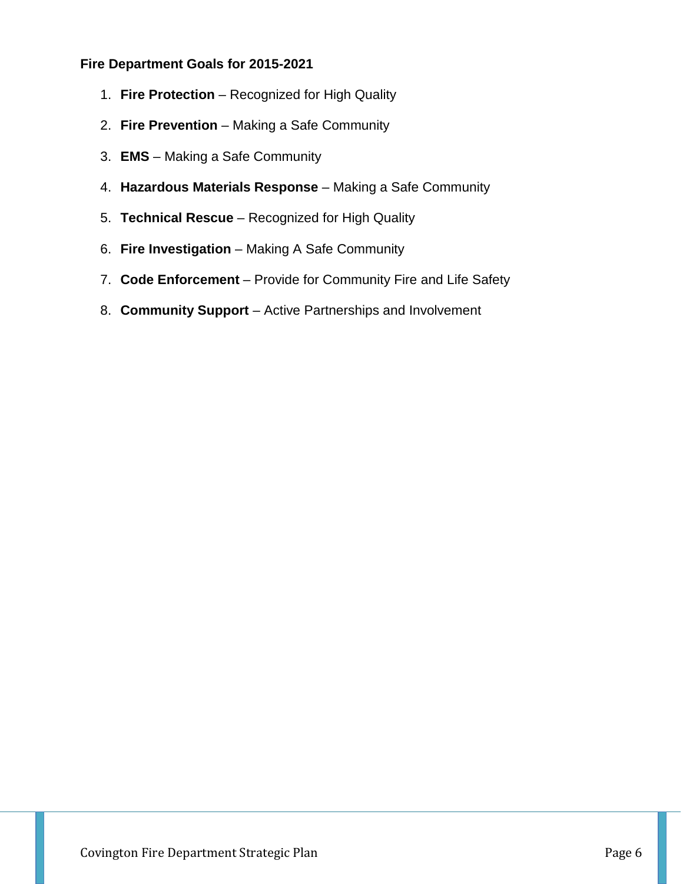### Fire Department Goals for 2015-2021

1. **Fire Protection** – Recognized for High Quality
2. **Fire Prevention** – Making a Safe Community
3. **EMS** – Making a Safe Community
4. **Hazardous Materials Response** – Making a Safe Community
5. **Technical Rescue** – Recognized for High Quality
6. **Fire Investigation** – Making A Safe Community
7. **Code Enforcement** – Provide for Community Fire and Life Safety
8. **Community Support** – Active Partnerships and Involvement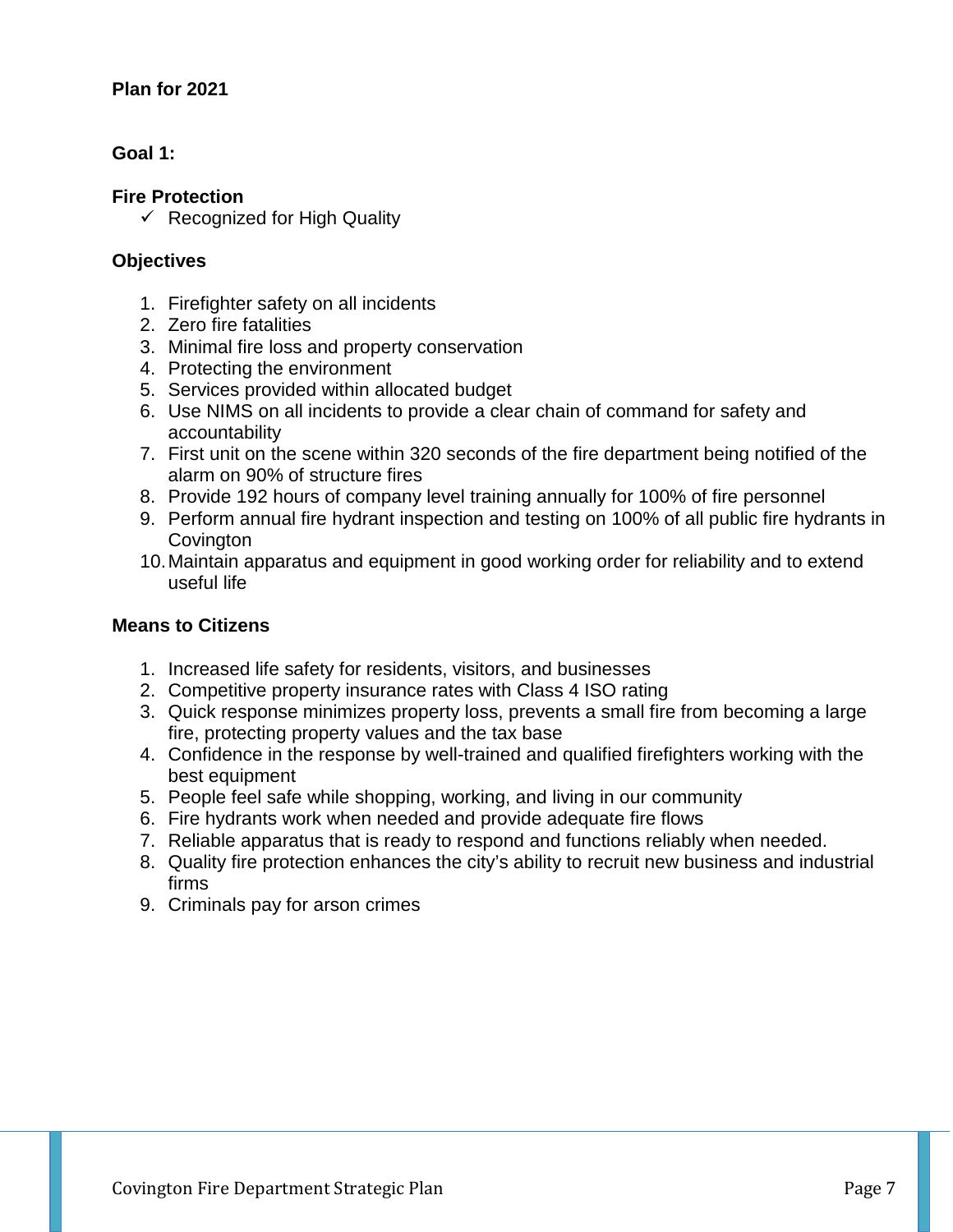**Plan for 2021**

**Goal 1:**

**Fire Protection**

- ✓ Recognized for High Quality

**Objectives**

1. Firefighter safety on all incidents
2. Zero fire fatalities
3. Minimal fire loss and property conservation
4. Protecting the environment
5. Services provided within allocated budget
6. Use NIMS on all incidents to provide a clear chain of command for safety and accountability
7. First unit on the scene within 320 seconds of the fire department being notified of the alarm on 90% of structure fires
8. Provide 192 hours of company level training annually for 100% of fire personnel
9. Perform annual fire hydrant inspection and testing on 100% of all public fire hydrants in Covington
10. Maintain apparatus and equipment in good working order for reliability and to extend useful life

**Means to Citizens**

1. Increased life safety for residents, visitors, and businesses
2. Competitive property insurance rates with Class 4 ISO rating
3. Quick response minimizes property loss, prevents a small fire from becoming a large fire, protecting property values and the tax base
4. Confidence in the response by well-trained and qualified firefighters working with the best equipment
5. People feel safe while shopping, working, and living in our community
6. Fire hydrants work when needed and provide adequate fire flows
7. Reliable apparatus that is ready to respond and functions reliably when needed.
8. Quality fire protection enhances the city's ability to recruit new business and industrial firms
9. Criminals pay for arson crimes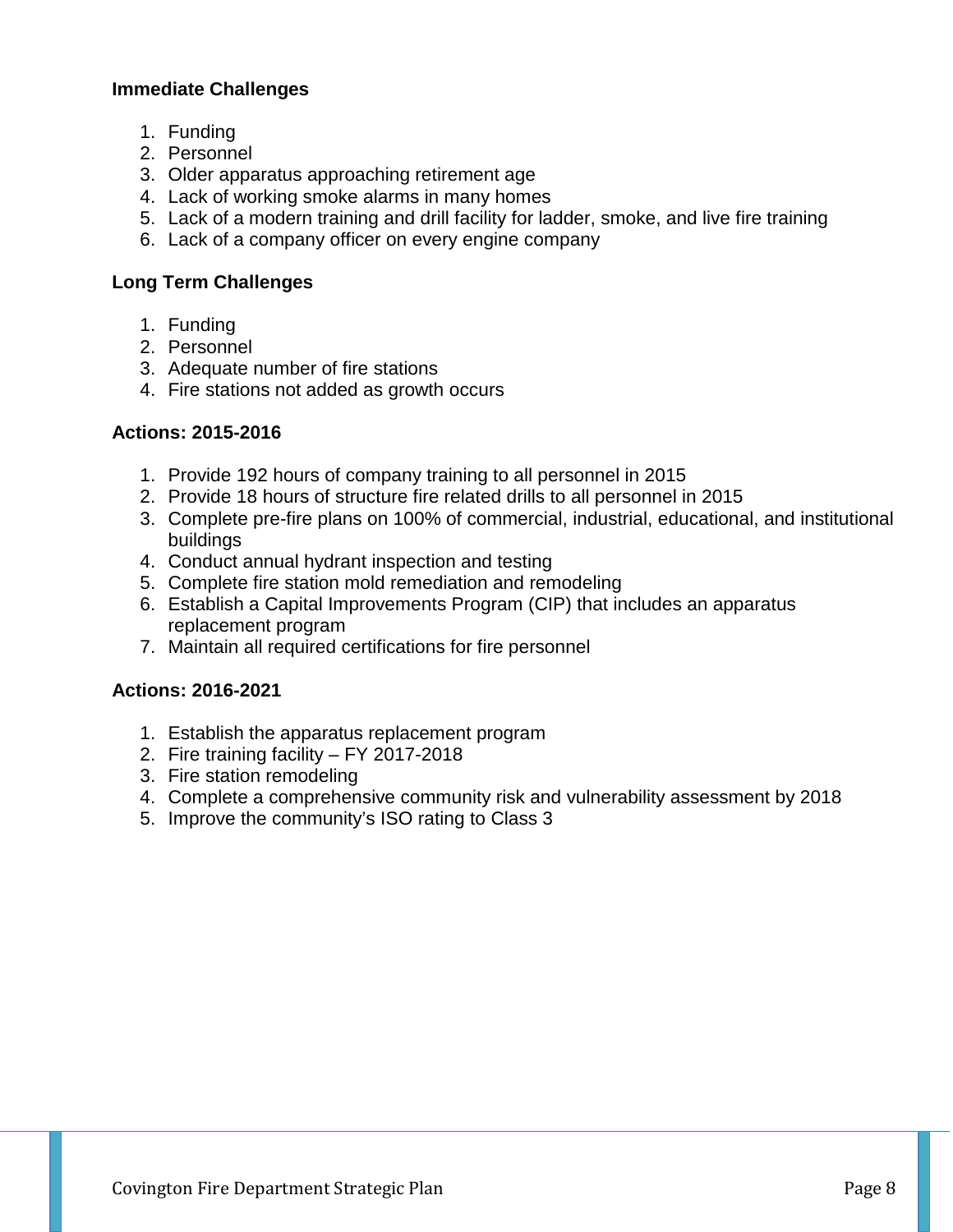**Immediate Challenges**

1. Funding
2. Personnel
3. Older apparatus approaching retirement age
4. Lack of working smoke alarms in many homes
5. Lack of a modern training and drill facility for ladder, smoke, and live fire training
6. Lack of a company officer on every engine company

**Long Term Challenges**

1. Funding
2. Personnel
3. Adequate number of fire stations
4. Fire stations not added as growth occurs

**Actions: 2015-2016**

1. Provide 192 hours of company training to all personnel in 2015
2. Provide 18 hours of structure fire related drills to all personnel in 2015
3. Complete pre-fire plans on 100% of commercial, industrial, educational, and institutional buildings
4. Conduct annual hydrant inspection and testing
5. Complete fire station mold remediation and remodeling
6. Establish a Capital Improvements Program (CIP) that includes an apparatus replacement program
7. Maintain all required certifications for fire personnel

**Actions: 2016-2021**

1. Establish the apparatus replacement program
2. Fire training facility – FY 2017-2018
3. Fire station remodeling
4. Complete a comprehensive community risk and vulnerability assessment by 2018
5. Improve the community's ISO rating to Class 3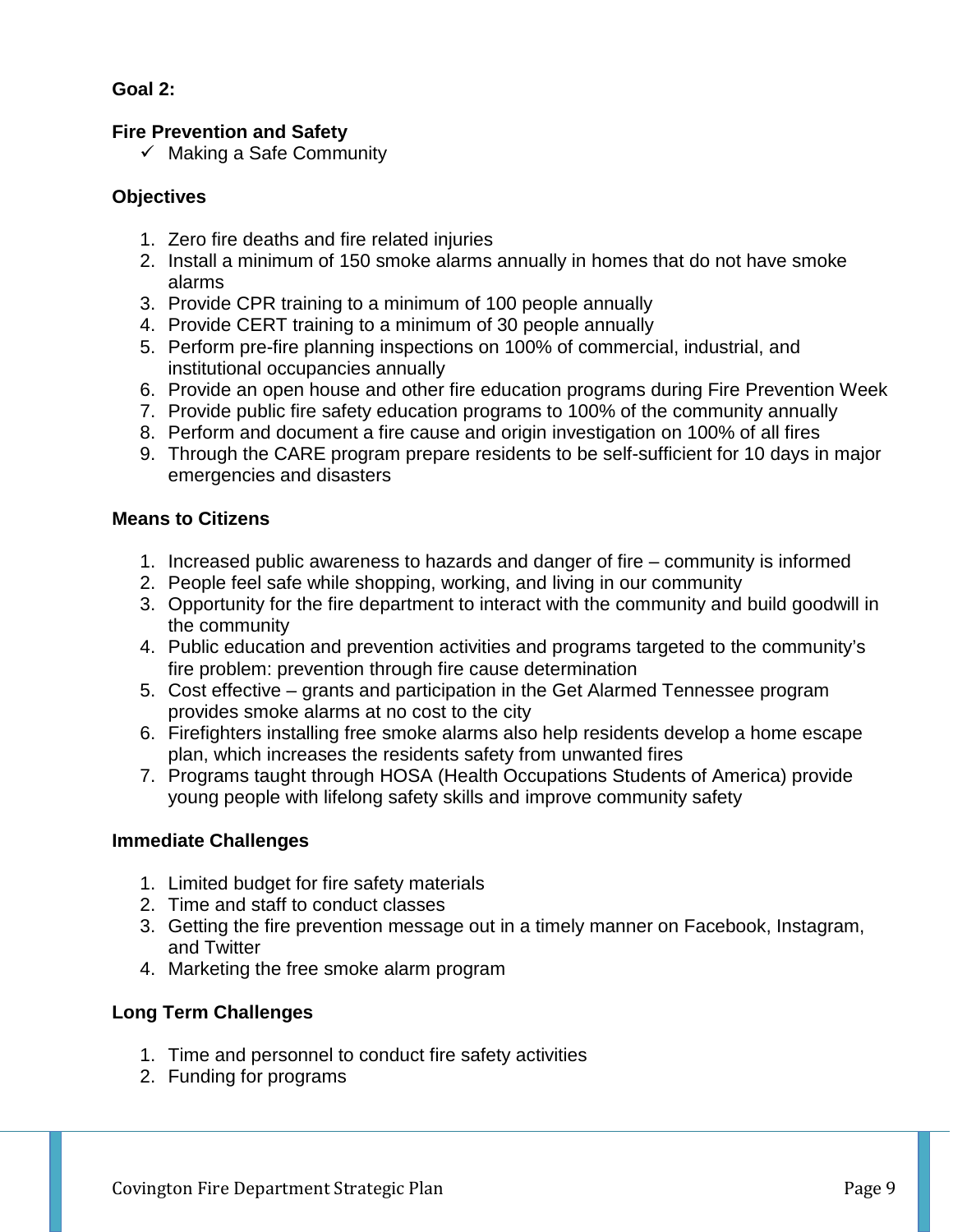**Goal 2:**

**Fire Prevention and Safety**

- ✓ Making a Safe Community

**Objectives**

1. Zero fire deaths and fire related injuries
2. Install a minimum of 150 smoke alarms annually in homes that do not have smoke alarms
3. Provide CPR training to a minimum of 100 people annually
4. Provide CERT training to a minimum of 30 people annually
5. Perform pre-fire planning inspections on 100% of commercial, industrial, and institutional occupancies annually
6. Provide an open house and other fire education programs during Fire Prevention Week
7. Provide public fire safety education programs to 100% of the community annually
8. Perform and document a fire cause and origin investigation on 100% of all fires
9. Through the CARE program prepare residents to be self-sufficient for 10 days in major emergencies and disasters

**Means to Citizens**

1. Increased public awareness to hazards and danger of fire – community is informed
2. People feel safe while shopping, working, and living in our community
3. Opportunity for the fire department to interact with the community and build goodwill in the community
4. Public education and prevention activities and programs targeted to the community's fire problem: prevention through fire cause determination
5. Cost effective – grants and participation in the Get Alarmed Tennessee program provides smoke alarms at no cost to the city
6. Firefighters installing free smoke alarms also help residents develop a home escape plan, which increases the residents safety from unwanted fires
7. Programs taught through HOSA (Health Occupations Students of America) provide young people with lifelong safety skills and improve community safety

**Immediate Challenges**

1. Limited budget for fire safety materials
2. Time and staff to conduct classes
3. Getting the fire prevention message out in a timely manner on Facebook, Instagram, and Twitter
4. Marketing the free smoke alarm program

**Long Term Challenges**

1. Time and personnel to conduct fire safety activities
2. Funding for programs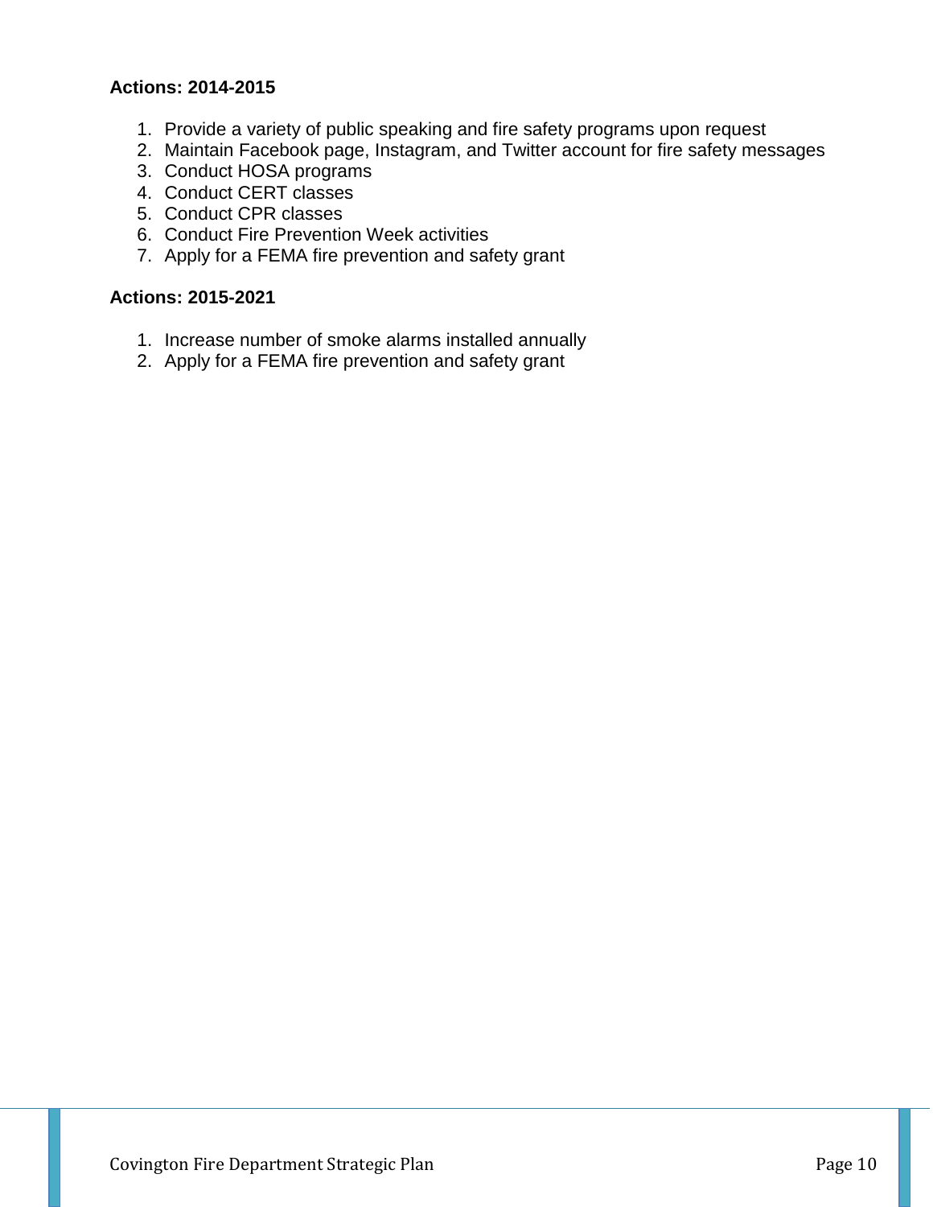**Actions: 2014-2015**

1. Provide a variety of public speaking and fire safety programs upon request
2. Maintain Facebook page, Instagram, and Twitter account for fire safety messages
3. Conduct HOSA programs
4. Conduct CERT classes
5. Conduct CPR classes
6. Conduct Fire Prevention Week activities
7. Apply for a FEMA fire prevention and safety grant

**Actions: 2015-2021**

1. Increase number of smoke alarms installed annually
2. Apply for a FEMA fire prevention and safety grant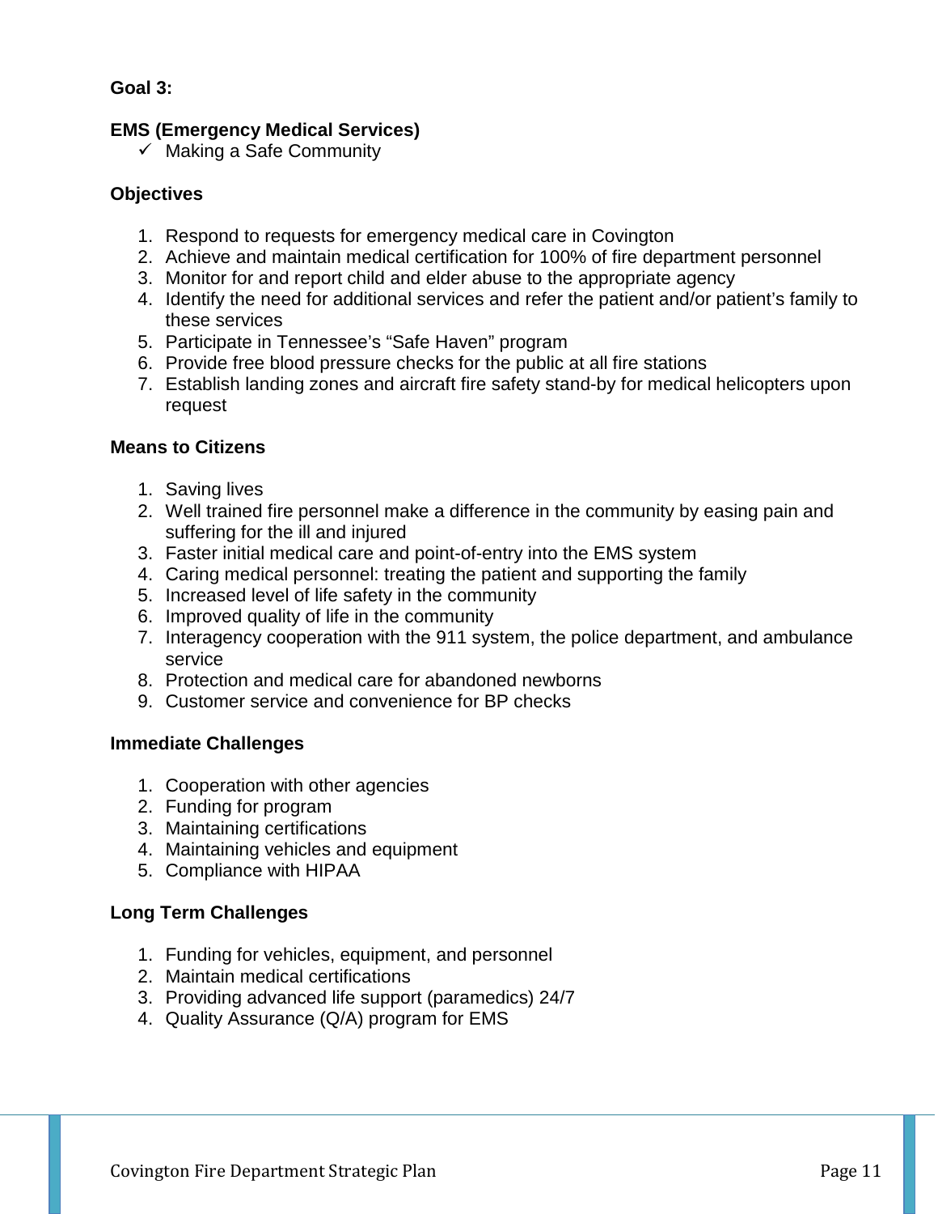**Goal 3:**

**EMS (Emergency Medical Services)**

- ✓ Making a Safe Community

**Objectives**

1. Respond to requests for emergency medical care in Covington
2. Achieve and maintain medical certification for 100% of fire department personnel
3. Monitor for and report child and elder abuse to the appropriate agency
4. Identify the need for additional services and refer the patient and/or patient's family to these services
5. Participate in Tennessee's "Safe Haven" program
6. Provide free blood pressure checks for the public at all fire stations
7. Establish landing zones and aircraft fire safety stand-by for medical helicopters upon request

**Means to Citizens**

1. Saving lives
2. Well trained fire personnel make a difference in the community by easing pain and suffering for the ill and injured
3. Faster initial medical care and point-of-entry into the EMS system
4. Caring medical personnel: treating the patient and supporting the family
5. Increased level of life safety in the community
6. Improved quality of life in the community
7. Interagency cooperation with the 911 system, the police department, and ambulance service
8. Protection and medical care for abandoned newborns
9. Customer service and convenience for BP checks

**Immediate Challenges**

1. Cooperation with other agencies
2. Funding for program
3. Maintaining certifications
4. Maintaining vehicles and equipment
5. Compliance with HIPAA

**Long Term Challenges**

1. Funding for vehicles, equipment, and personnel
2. Maintain medical certifications
3. Providing advanced life support (paramedics) 24/7
4. Quality Assurance (Q/A) program for EMS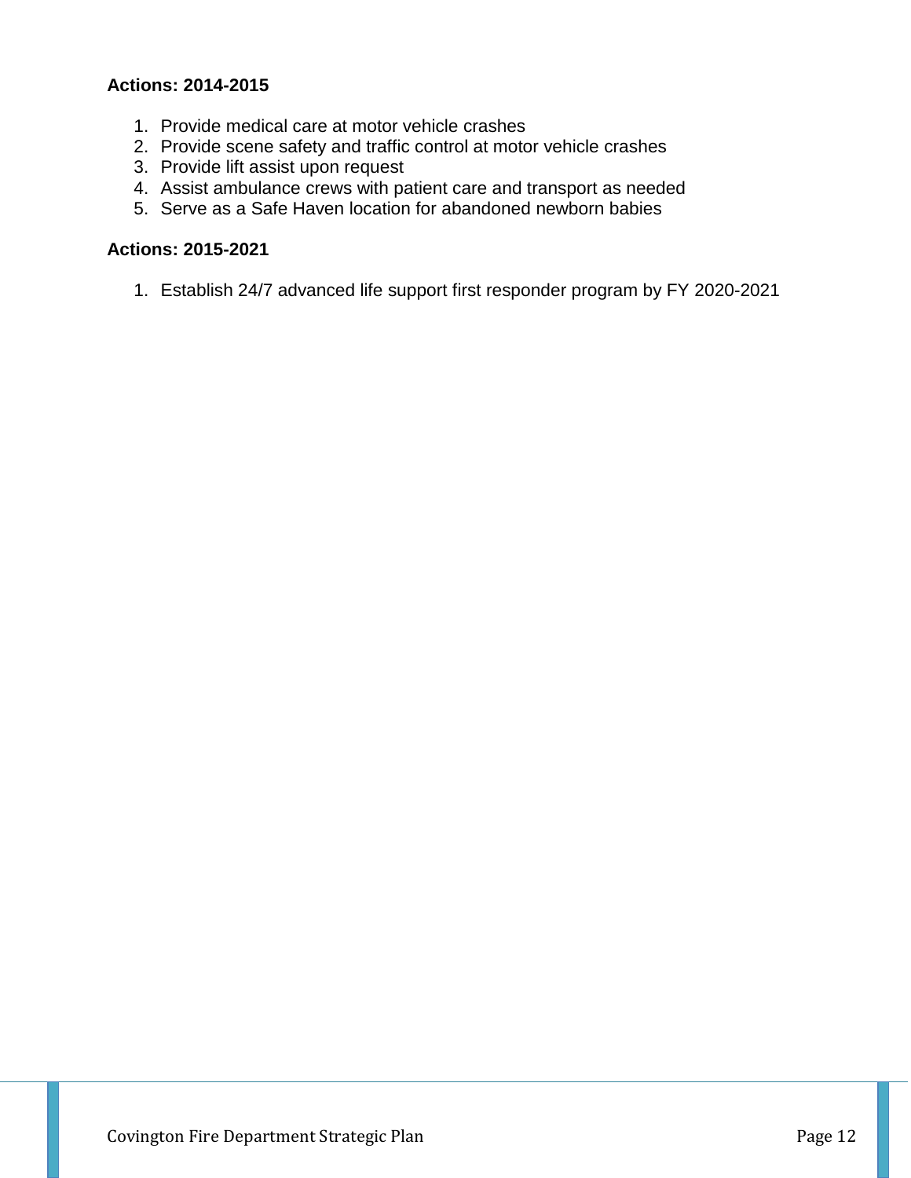**Actions: 2014-2015**

1. Provide medical care at motor vehicle crashes
2. Provide scene safety and traffic control at motor vehicle crashes
3. Provide lift assist upon request
4. Assist ambulance crews with patient care and transport as needed
5. Serve as a Safe Haven location for abandoned newborn babies

**Actions: 2015-2021**

1. Establish 24/7 advanced life support first responder program by FY 2020-2021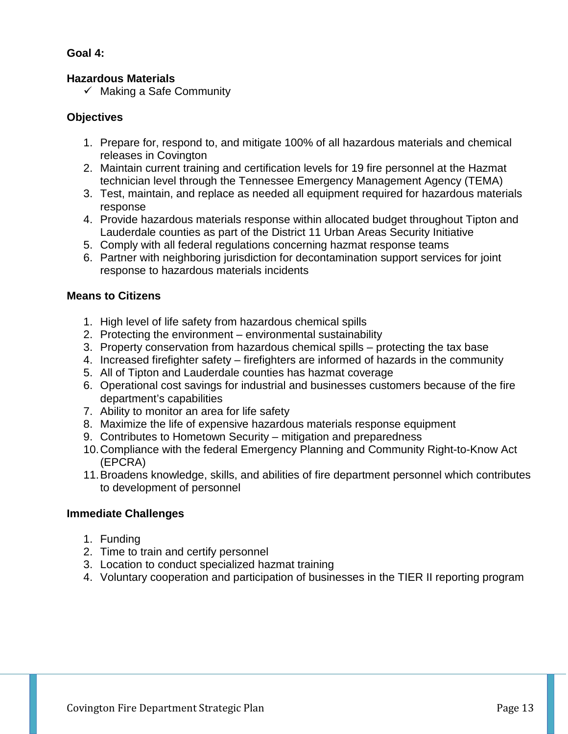**Goal 4:**

**Hazardous Materials**

- ✓ Making a Safe Community

**Objectives**

1. Prepare for, respond to, and mitigate 100% of all hazardous materials and chemical releases in Covington
2. Maintain current training and certification levels for 19 fire personnel at the Hazmat technician level through the Tennessee Emergency Management Agency (TEMA)
3. Test, maintain, and replace as needed all equipment required for hazardous materials response
4. Provide hazardous materials response within allocated budget throughout Tipton and Lauderdale counties as part of the District 11 Urban Areas Security Initiative
5. Comply with all federal regulations concerning hazmat response teams
6. Partner with neighboring jurisdiction for decontamination support services for joint response to hazardous materials incidents

**Means to Citizens**

1. High level of life safety from hazardous chemical spills
2. Protecting the environment – environmental sustainability
3. Property conservation from hazardous chemical spills – protecting the tax base
4. Increased firefighter safety – firefighters are informed of hazards in the community
5. All of Tipton and Lauderdale counties has hazmat coverage
6. Operational cost savings for industrial and businesses customers because of the fire department's capabilities
7. Ability to monitor an area for life safety
8. Maximize the life of expensive hazardous materials response equipment
9. Contributes to Hometown Security – mitigation and preparedness
10. Compliance with the federal Emergency Planning and Community Right-to-Know Act (EPCRA)
11. Broadens knowledge, skills, and abilities of fire department personnel which contributes to development of personnel

**Immediate Challenges**

1. Funding
2. Time to train and certify personnel
3. Location to conduct specialized hazmat training
4. Voluntary cooperation and participation of businesses in the TIER II reporting program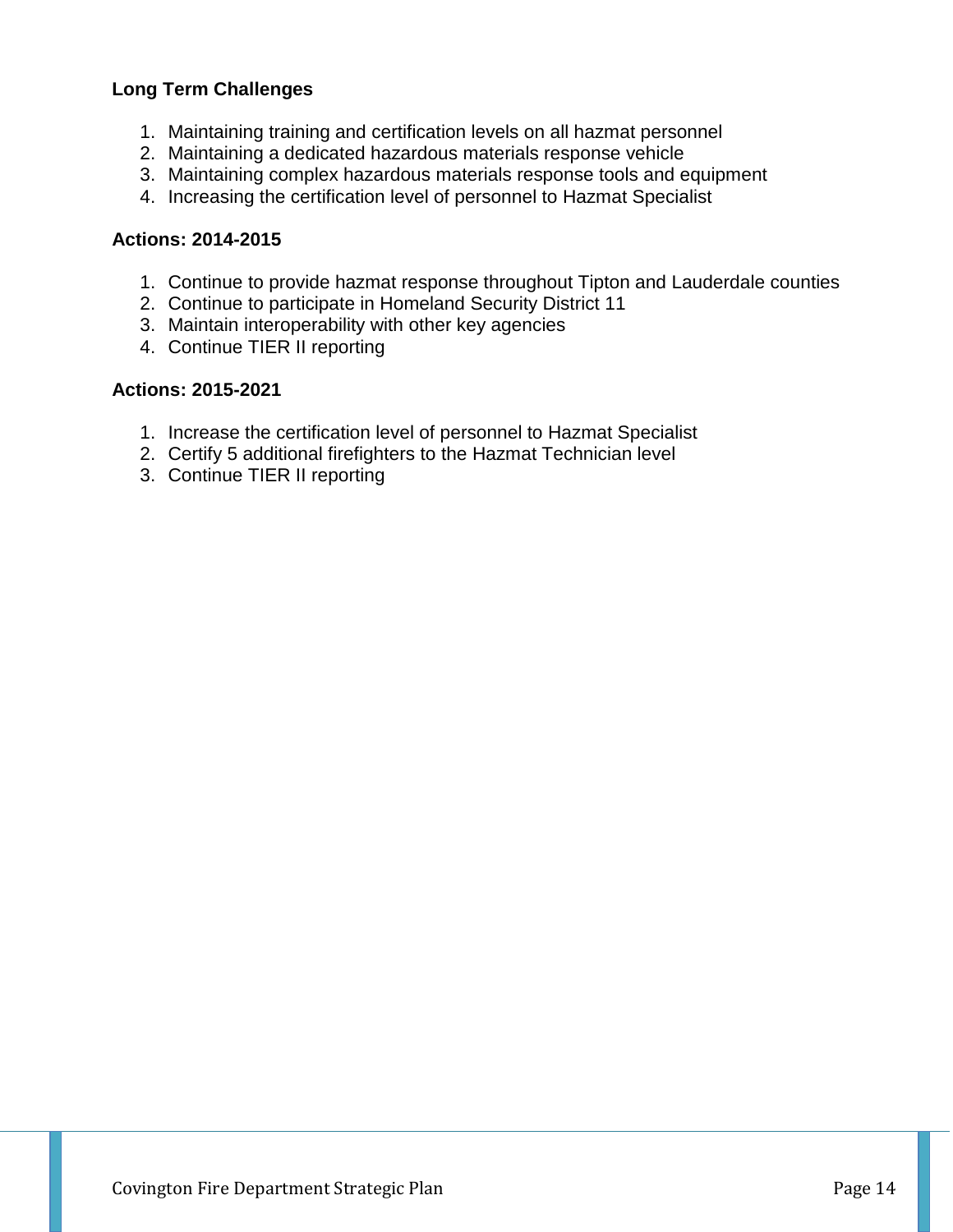**Long Term Challenges**

1. Maintaining training and certification levels on all hazmat personnel
2. Maintaining a dedicated hazardous materials response vehicle
3. Maintaining complex hazardous materials response tools and equipment
4. Increasing the certification level of personnel to Hazmat Specialist

**Actions: 2014-2015**

1. Continue to provide hazmat response throughout Tipton and Lauderdale counties
2. Continue to participate in Homeland Security District 11
3. Maintain interoperability with other key agencies
4. Continue TIER II reporting

**Actions: 2015-2021**

1. Increase the certification level of personnel to Hazmat Specialist
2. Certify 5 additional firefighters to the Hazmat Technician level
3. Continue TIER II reporting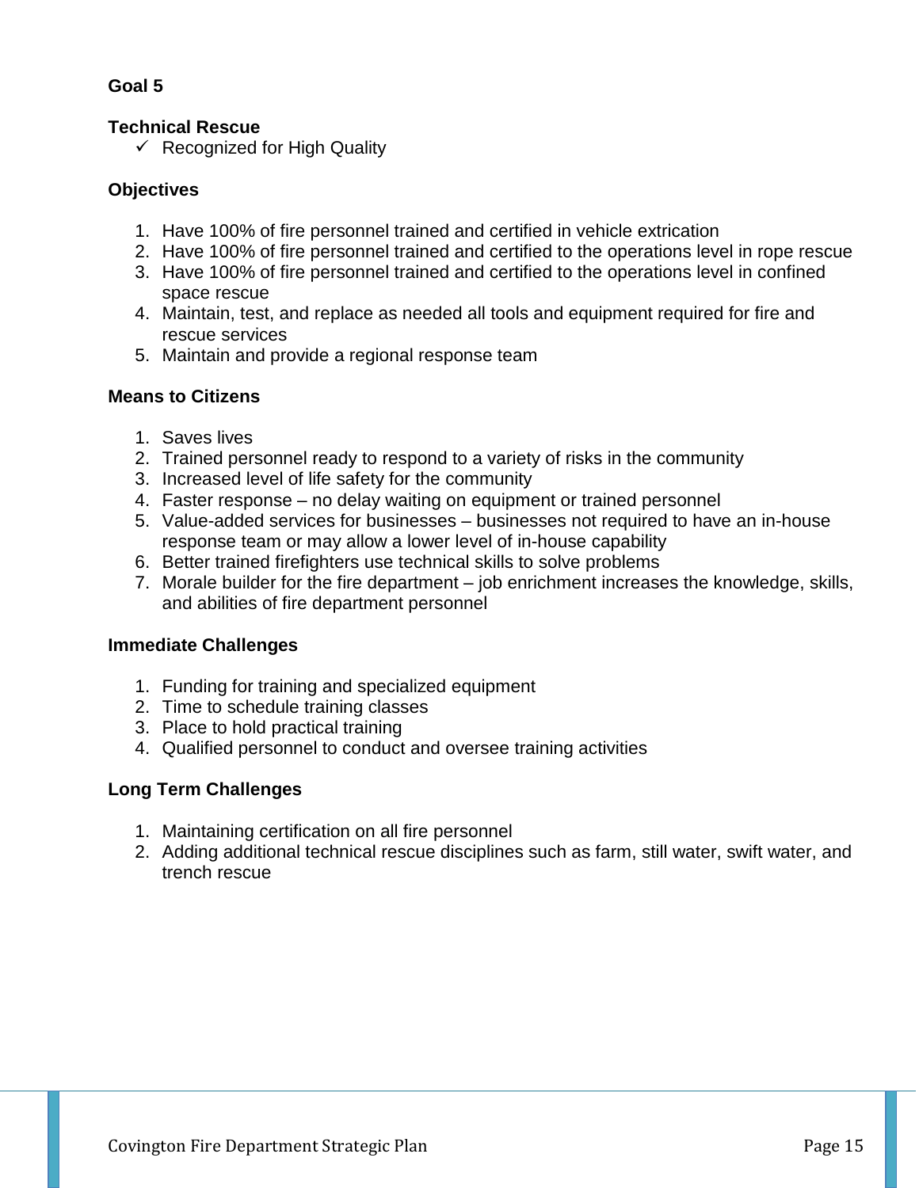**Goal 5**

**Technical Rescue**

- ✓ Recognized for High Quality

**Objectives**

1. Have 100% of fire personnel trained and certified in vehicle extrication
2. Have 100% of fire personnel trained and certified to the operations level in rope rescue
3. Have 100% of fire personnel trained and certified to the operations level in confined space rescue
4. Maintain, test, and replace as needed all tools and equipment required for fire and rescue services
5. Maintain and provide a regional response team

**Means to Citizens**

1. Saves lives
2. Trained personnel ready to respond to a variety of risks in the community
3. Increased level of life safety for the community
4. Faster response – no delay waiting on equipment or trained personnel
5. Value-added services for businesses – businesses not required to have an in-house response team or may allow a lower level of in-house capability
6. Better trained firefighters use technical skills to solve problems
7. Morale builder for the fire department – job enrichment increases the knowledge, skills, and abilities of fire department personnel

**Immediate Challenges**

1. Funding for training and specialized equipment
2. Time to schedule training classes
3. Place to hold practical training
4. Qualified personnel to conduct and oversee training activities

**Long Term Challenges**

1. Maintaining certification on all fire personnel
2. Adding additional technical rescue disciplines such as farm, still water, swift water, and trench rescue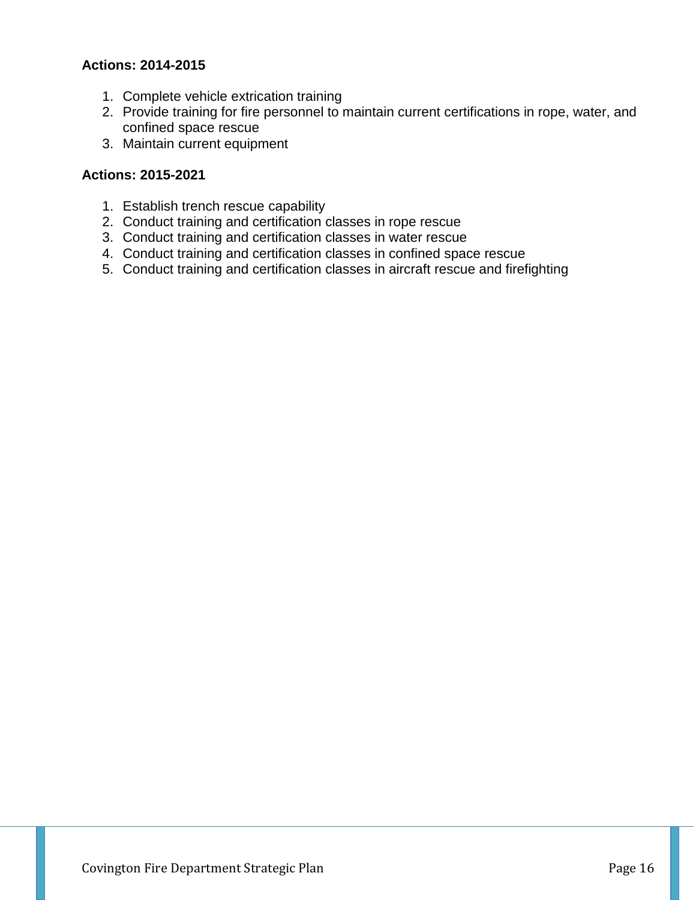**Actions: 2014-2015**

1. Complete vehicle extrication training
2. Provide training for fire personnel to maintain current certifications in rope, water, and confined space rescue
3. Maintain current equipment

**Actions: 2015-2021**

1. Establish trench rescue capability
2. Conduct training and certification classes in rope rescue
3. Conduct training and certification classes in water rescue
4. Conduct training and certification classes in confined space rescue
5. Conduct training and certification classes in aircraft rescue and firefighting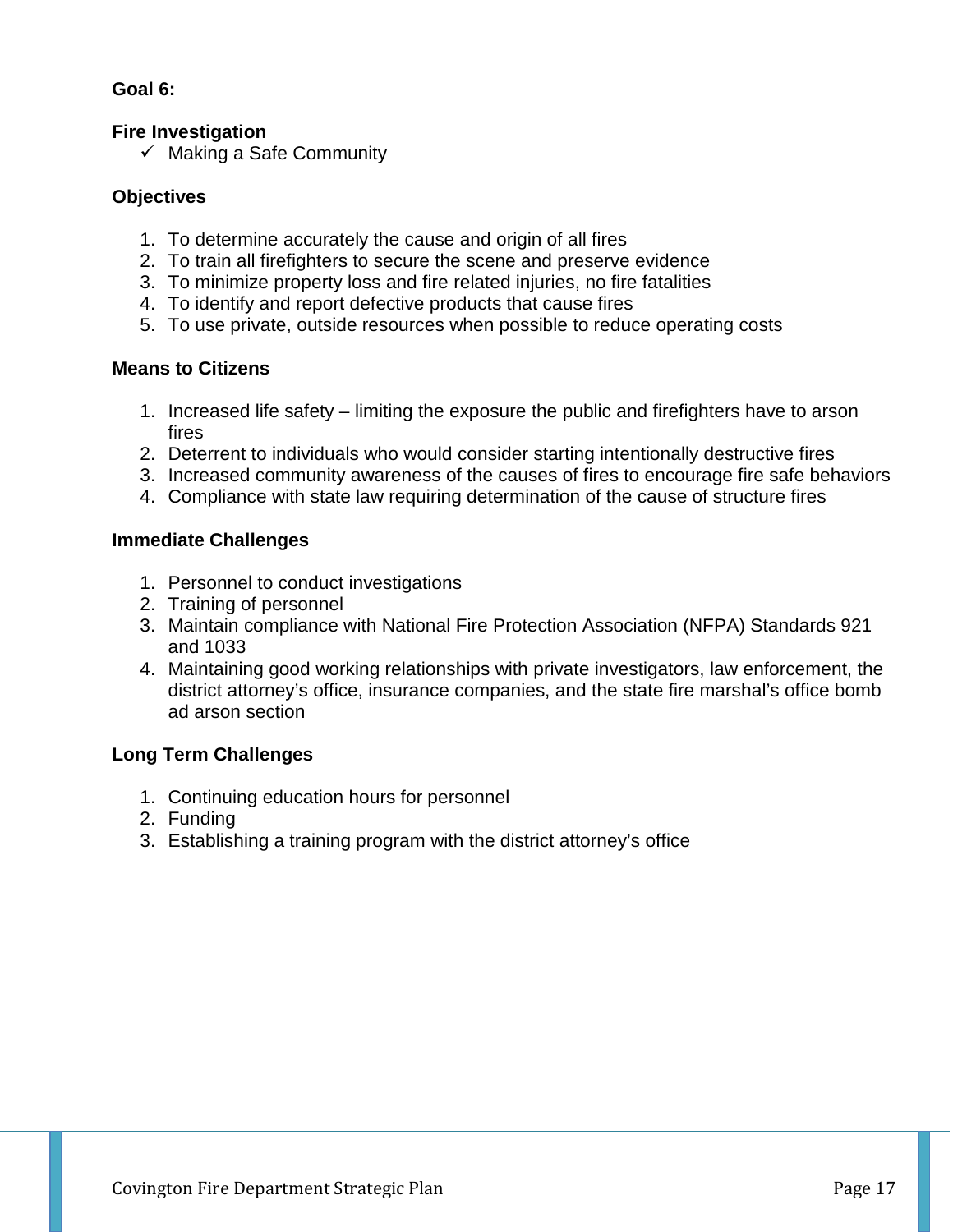**Goal 6:**

**Fire Investigation**

- ✓ Making a Safe Community

**Objectives**

1. To determine accurately the cause and origin of all fires
2. To train all firefighters to secure the scene and preserve evidence
3. To minimize property loss and fire related injuries, no fire fatalities
4. To identify and report defective products that cause fires
5. To use private, outside resources when possible to reduce operating costs

**Means to Citizens**

1. Increased life safety – limiting the exposure the public and firefighters have to arson fires
2. Deterrent to individuals who would consider starting intentionally destructive fires
3. Increased community awareness of the causes of fires to encourage fire safe behaviors
4. Compliance with state law requiring determination of the cause of structure fires

**Immediate Challenges**

1. Personnel to conduct investigations
2. Training of personnel
3. Maintain compliance with National Fire Protection Association (NFPA) Standards 921 and 1033
4. Maintaining good working relationships with private investigators, law enforcement, the district attorney's office, insurance companies, and the state fire marshal's office bomb ad arson section

**Long Term Challenges**

1. Continuing education hours for personnel
2. Funding
3. Establishing a training program with the district attorney's office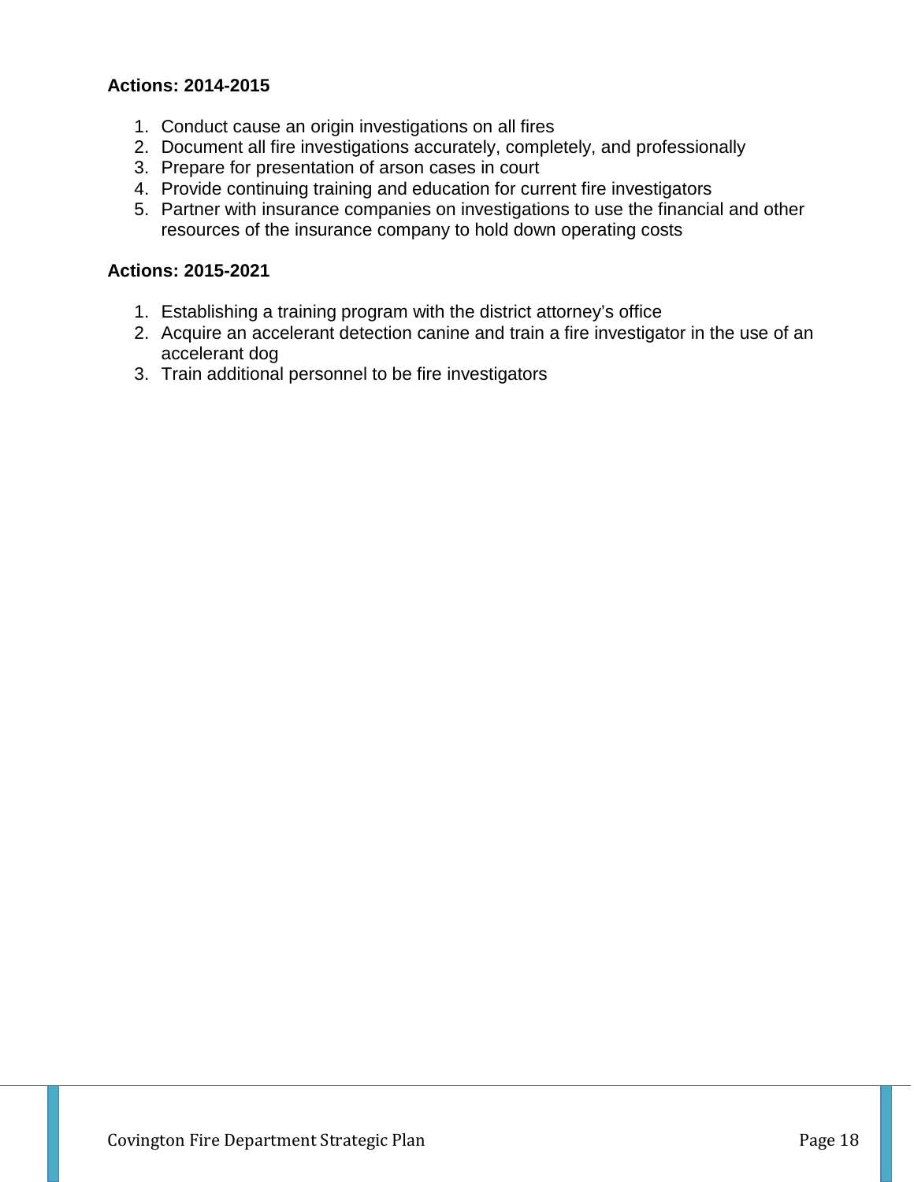**Actions: 2014-2015**

1. Conduct cause an origin investigations on all fires
2. Document all fire investigations accurately, completely, and professionally
3. Prepare for presentation of arson cases in court
4. Provide continuing training and education for current fire investigators
5. Partner with insurance companies on investigations to use the financial and other resources of the insurance company to hold down operating costs

**Actions: 2015-2021**

1. Establishing a training program with the district attorney's office
2. Acquire an accelerant detection canine and train a fire investigator in the use of an accelerant dog
3. Train additional personnel to be fire investigators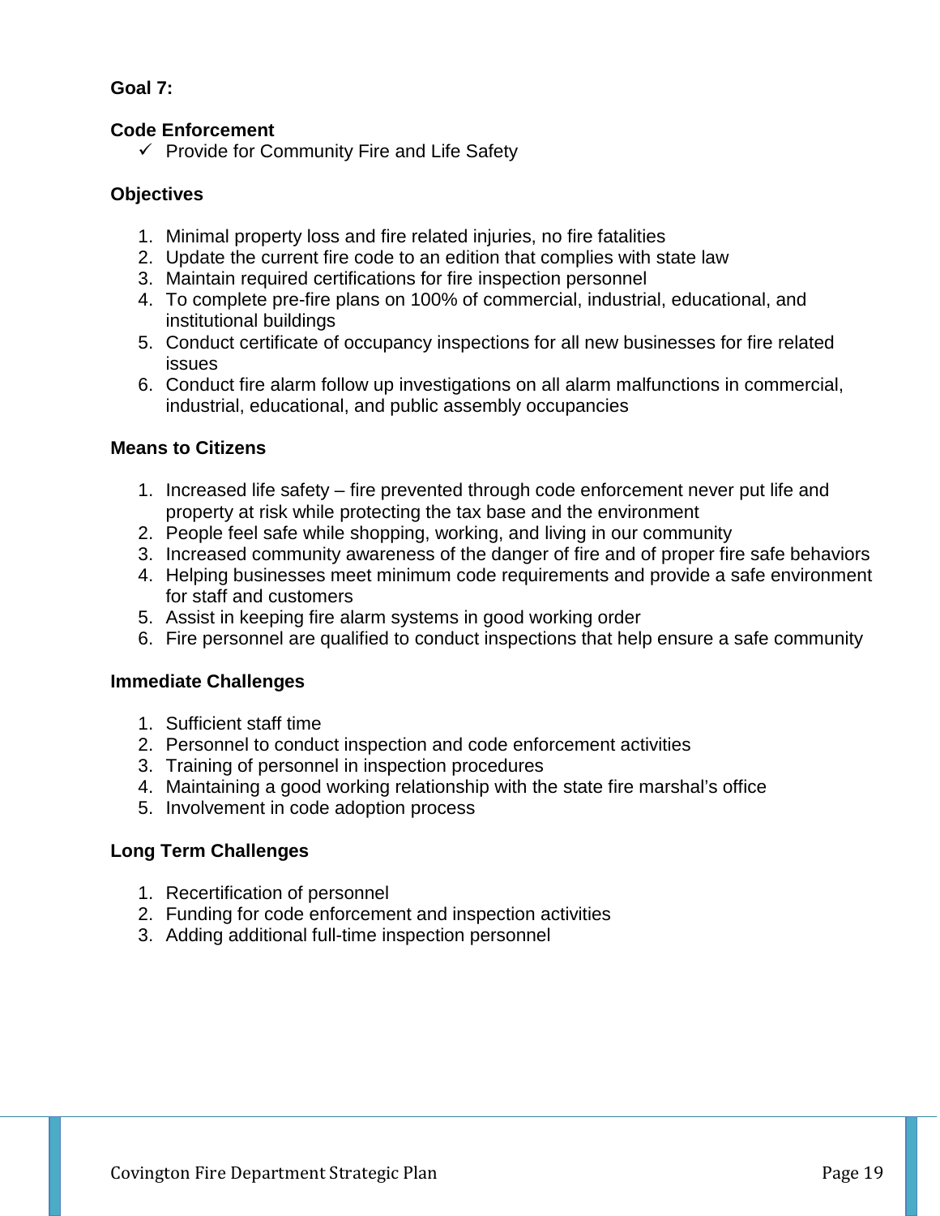**Goal 7:**

**Code Enforcement**

- ✓ Provide for Community Fire and Life Safety

**Objectives**

1. Minimal property loss and fire related injuries, no fire fatalities
2. Update the current fire code to an edition that complies with state law
3. Maintain required certifications for fire inspection personnel
4. To complete pre-fire plans on 100% of commercial, industrial, educational, and institutional buildings
5. Conduct certificate of occupancy inspections for all new businesses for fire related issues
6. Conduct fire alarm follow up investigations on all alarm malfunctions in commercial, industrial, educational, and public assembly occupancies

**Means to Citizens**

1. Increased life safety – fire prevented through code enforcement never put life and property at risk while protecting the tax base and the environment
2. People feel safe while shopping, working, and living in our community
3. Increased community awareness of the danger of fire and of proper fire safe behaviors
4. Helping businesses meet minimum code requirements and provide a safe environment for staff and customers
5. Assist in keeping fire alarm systems in good working order
6. Fire personnel are qualified to conduct inspections that help ensure a safe community

**Immediate Challenges**

1. Sufficient staff time
2. Personnel to conduct inspection and code enforcement activities
3. Training of personnel in inspection procedures
4. Maintaining a good working relationship with the state fire marshal's office
5. Involvement in code adoption process

**Long Term Challenges**

1. Recertification of personnel
2. Funding for code enforcement and inspection activities
3. Adding additional full-time inspection personnel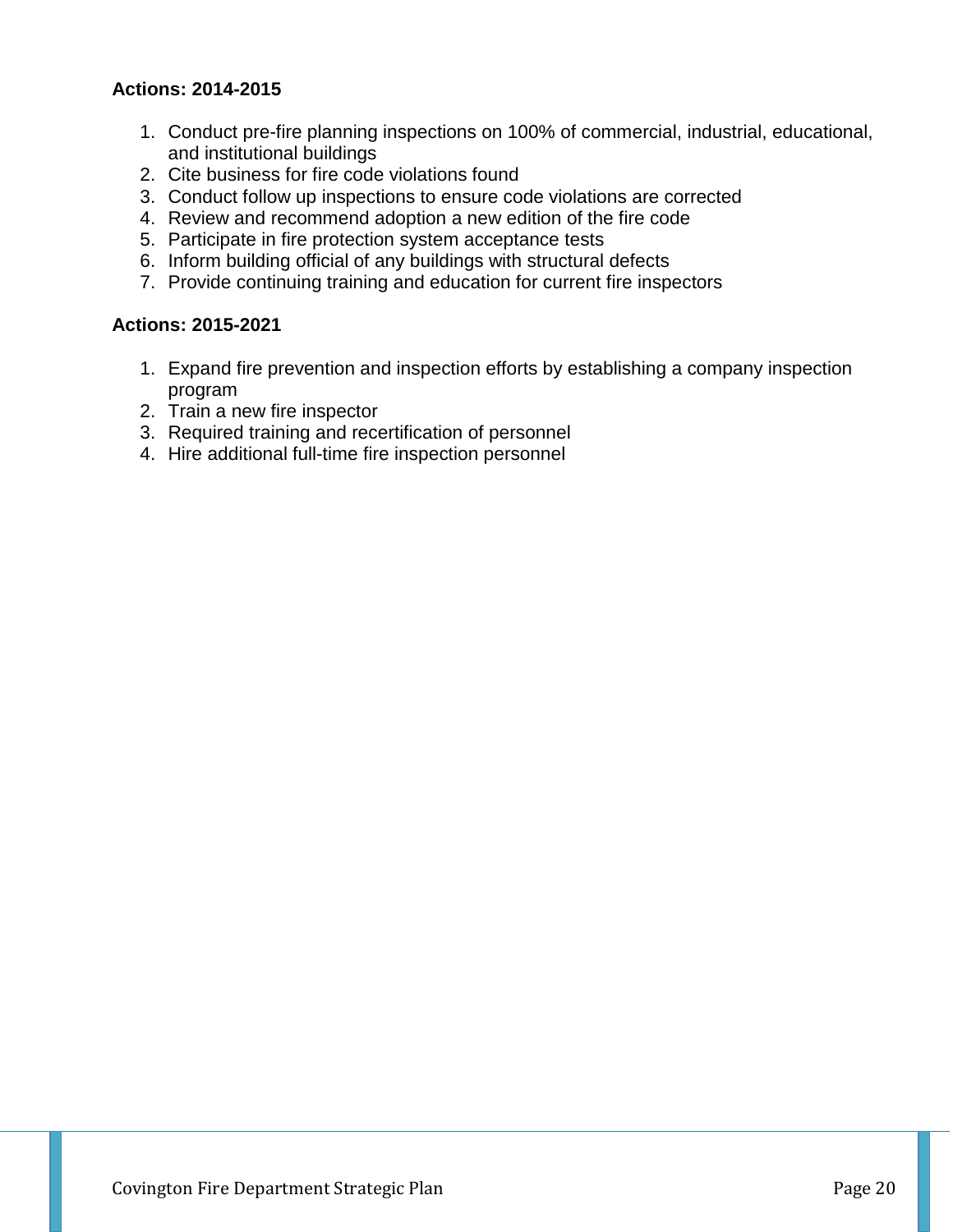**Actions: 2014-2015**

1. Conduct pre-fire planning inspections on 100% of commercial, industrial, educational, and institutional buildings
2. Cite business for fire code violations found
3. Conduct follow up inspections to ensure code violations are corrected
4. Review and recommend adoption a new edition of the fire code
5. Participate in fire protection system acceptance tests
6. Inform building official of any buildings with structural defects
7. Provide continuing training and education for current fire inspectors

**Actions: 2015-2021**

1. Expand fire prevention and inspection efforts by establishing a company inspection program
2. Train a new fire inspector
3. Required training and recertification of personnel
4. Hire additional full-time fire inspection personnel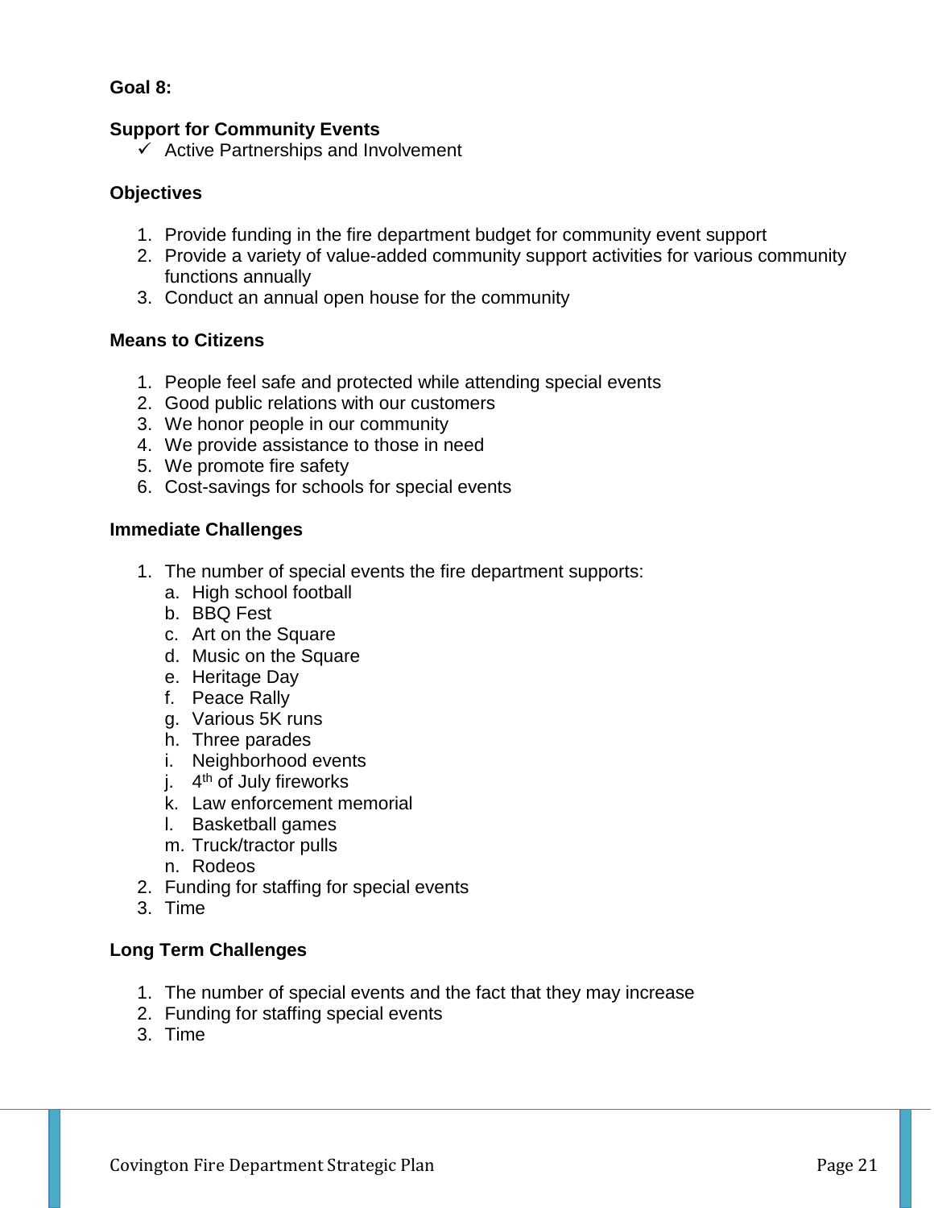**Goal 8:**

**Support for Community Events**

- ✓ Active Partnerships and Involvement

**Objectives**

1. Provide funding in the fire department budget for community event support
2. Provide a variety of value-added community support activities for various community functions annually
3. Conduct an annual open house for the community

**Means to Citizens**

1. People feel safe and protected while attending special events
2. Good public relations with our customers
3. We honor people in our community
4. We provide assistance to those in need
5. We promote fire safety
6. Cost-savings for schools for special events

**Immediate Challenges**

1. The number of special events the fire department supports:
   a. High school football
   b. BBQ Fest
   c. Art on the Square
   d. Music on the Square
   e. Heritage Day
   f. Peace Rally
   g. Various 5K runs
   h. Three parades
   i. Neighborhood events
   j. 4th of July fireworks
   k. Law enforcement memorial
   l. Basketball games
   m. Truck/tractor pulls
   n. Rodeos
2. Funding for staffing for special events
3. Time

**Long Term Challenges**

1. The number of special events and the fact that they may increase
2. Funding for staffing special events
3. Time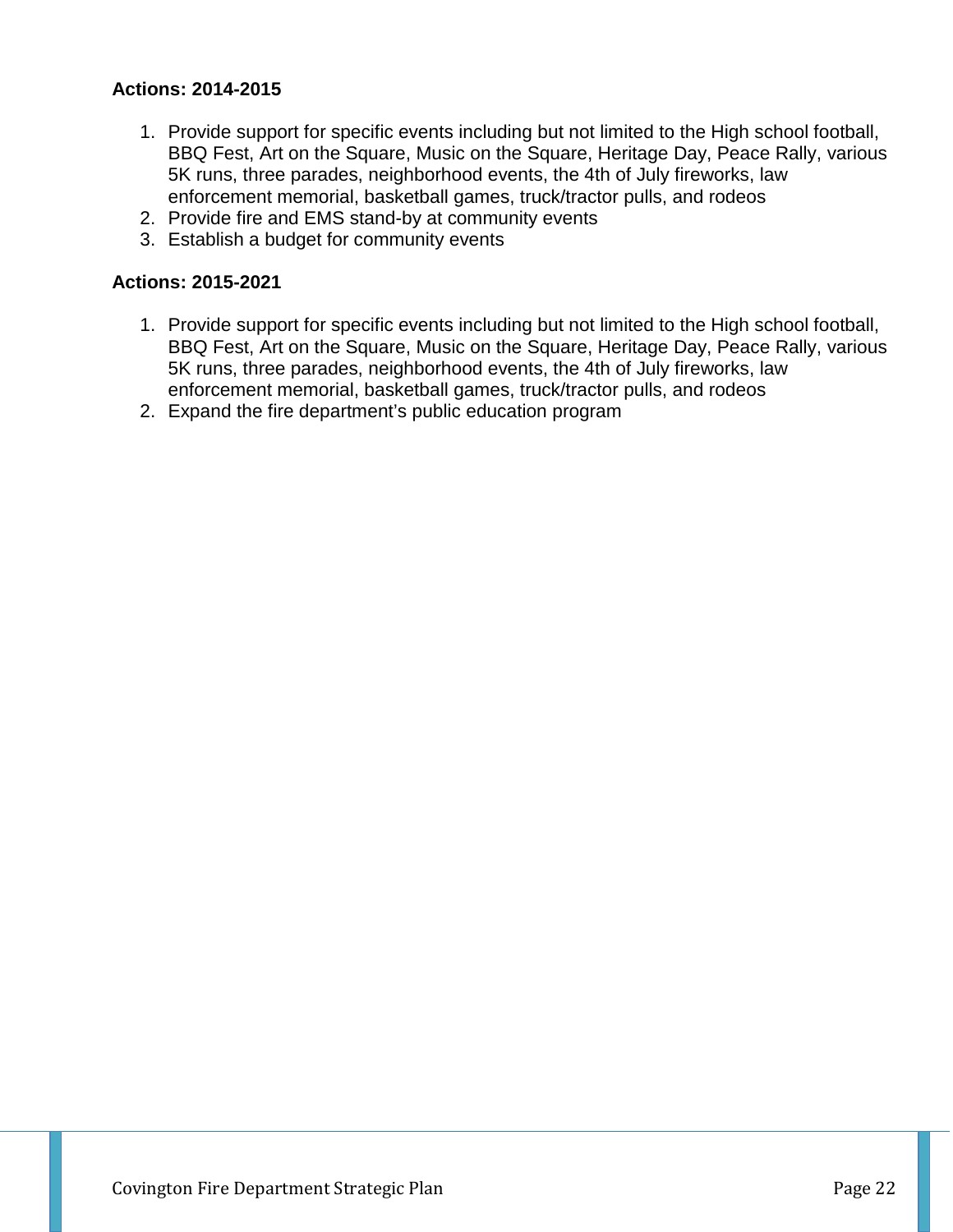**Actions: 2014-2015**

1. Provide support for specific events including but not limited to the High school football, BBQ Fest, Art on the Square, Music on the Square, Heritage Day, Peace Rally, various 5K runs, three parades, neighborhood events, the 4th of July fireworks, law enforcement memorial, basketball games, truck/tractor pulls, and rodeos
2. Provide fire and EMS stand-by at community events
3. Establish a budget for community events

**Actions: 2015-2021**

1. Provide support for specific events including but not limited to the High school football, BBQ Fest, Art on the Square, Music on the Square, Heritage Day, Peace Rally, various 5K runs, three parades, neighborhood events, the 4th of July fireworks, law enforcement memorial, basketball games, truck/tractor pulls, and rodeos
2. Expand the fire department's public education program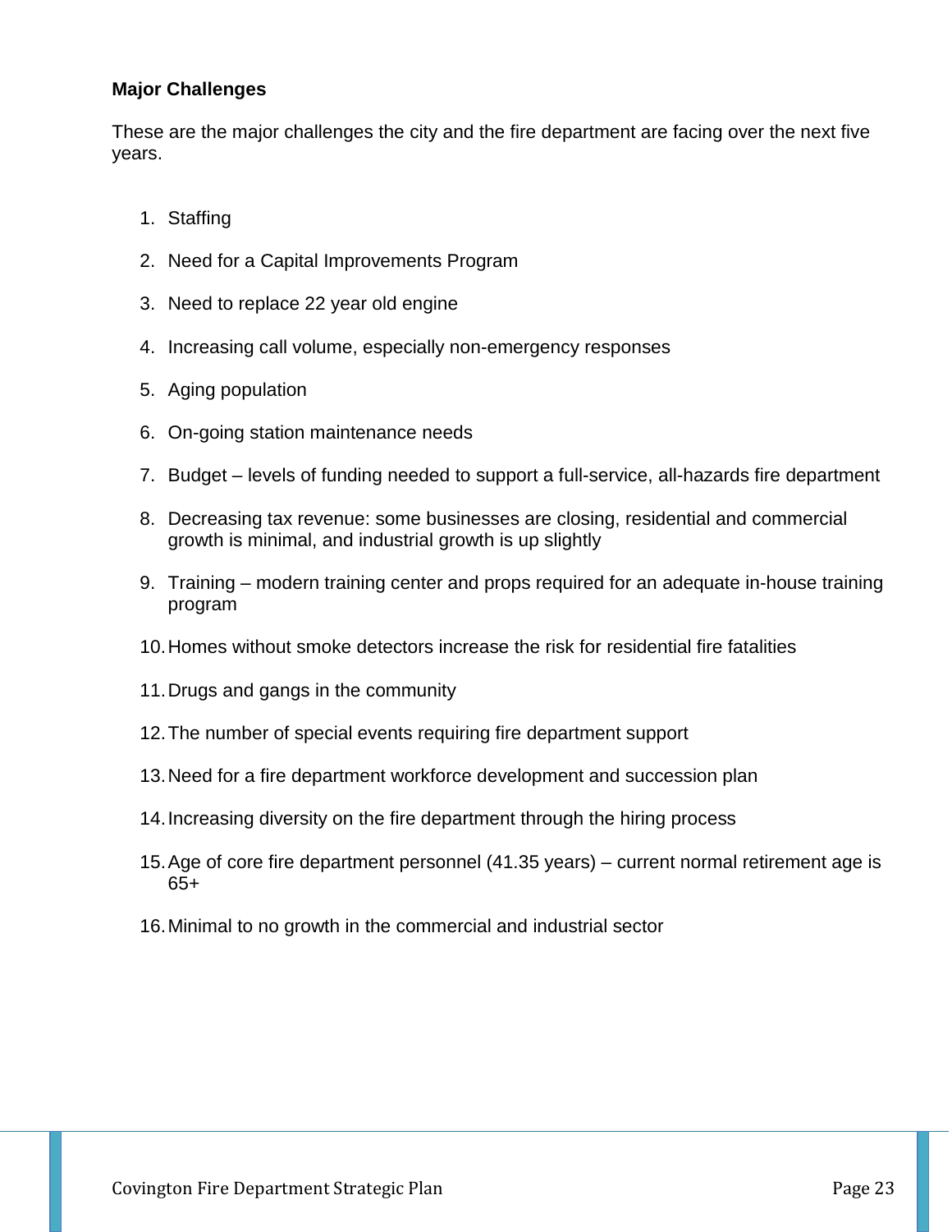**Major Challenges**

These are the major challenges the city and the fire department are facing over the next five years.

1. Staffing
2. Need for a Capital Improvements Program
3. Need to replace 22 year old engine
4. Increasing call volume, especially non-emergency responses
5. Aging population
6. On-going station maintenance needs
7. Budget – levels of funding needed to support a full-service, all-hazards fire department
8. Decreasing tax revenue: some businesses are closing, residential and commercial growth is minimal, and industrial growth is up slightly
9. Training – modern training center and props required for an adequate in-house training program
10. Homes without smoke detectors increase the risk for residential fire fatalities
11. Drugs and gangs in the community
12. The number of special events requiring fire department support
13. Need for a fire department workforce development and succession plan
14. Increasing diversity on the fire department through the hiring process
15. Age of core fire department personnel (41.35 years) – current normal retirement age is 65+
16. Minimal to no growth in the commercial and industrial sector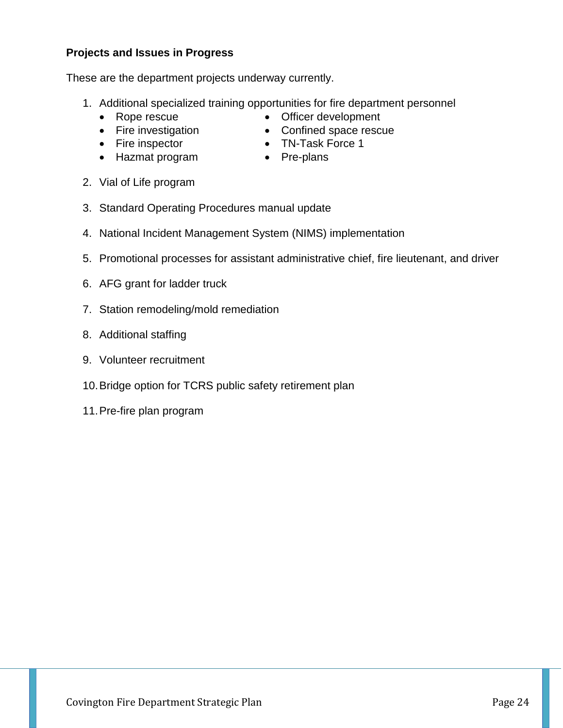**Projects and Issues in Progress**

These are the department projects underway currently.

1. Additional specialized training opportunities for fire department personnel
    - Rope rescue
    - Fire investigation
    - Fire inspector
    - Hazmat program
    - Officer development
    - Confined space rescue
    - TN-Task Force 1
    - Pre-plans

2. Vial of Life program

3. Standard Operating Procedures manual update

4. National Incident Management System (NIMS) implementation

5. Promotional processes for assistant administrative chief, fire lieutenant, and driver

6. AFG grant for ladder truck

7. Station remodeling/mold remediation

8. Additional staffing

9. Volunteer recruitment

10. Bridge option for TCRS public safety retirement plan

11. Pre-fire plan program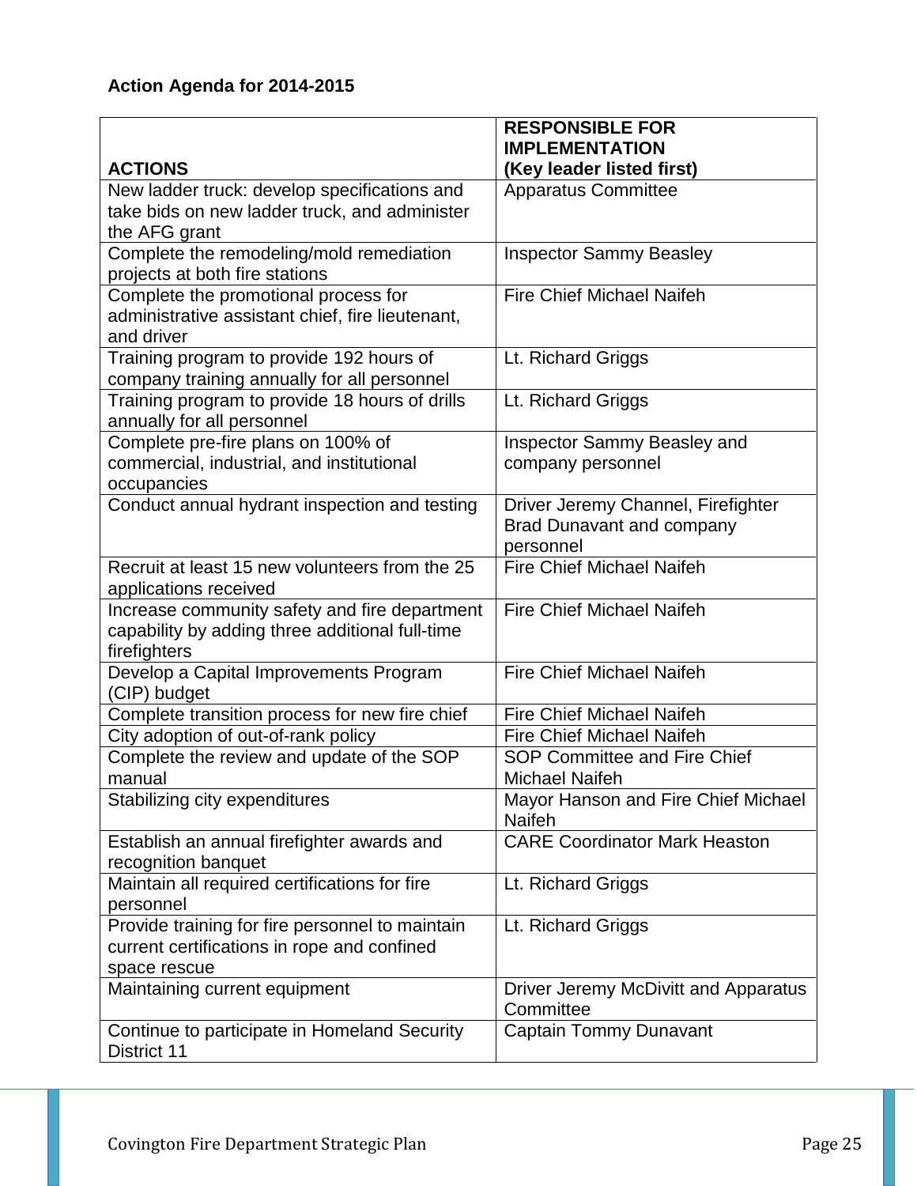**Action Agenda for 2014-2015**

| ACTIONS | RESPONSIBLE FOR IMPLEMENTATION (Key leader listed first) |
|---|---|
| New ladder truck: develop specifications and take bids on new ladder truck, and administer the AFG grant | Apparatus Committee |
| Complete the remodeling/mold remediation projects at both fire stations | Inspector Sammy Beasley |
| Complete the promotional process for administrative assistant chief, fire lieutenant, and driver | Fire Chief Michael Naifeh |
| Training program to provide 192 hours of company training annually for all personnel | Lt. Richard Griggs |
| Training program to provide 18 hours of drills annually for all personnel | Lt. Richard Griggs |
| Complete pre-fire plans on 100% of commercial, industrial, and institutional occupancies | Inspector Sammy Beasley and company personnel |
| Conduct annual hydrant inspection and testing | Driver Jeremy Channel, Firefighter Brad Dunavant and company personnel |
| Recruit at least 15 new volunteers from the 25 applications received | Fire Chief Michael Naifeh |
| Increase community safety and fire department capability by adding three additional full-time firefighters | Fire Chief Michael Naifeh |
| Develop a Capital Improvements Program (CIP) budget | Fire Chief Michael Naifeh |
| Complete transition process for new fire chief | Fire Chief Michael Naifeh |
| City adoption of out-of-rank policy | Fire Chief Michael Naifeh |
| Complete the review and update of the SOP manual | SOP Committee and Fire Chief Michael Naifeh |
| Stabilizing city expenditures | Mayor Hanson and Fire Chief Michael Naifeh |
| Establish an annual firefighter awards and recognition banquet | CARE Coordinator Mark Heaston |
| Maintain all required certifications for fire personnel | Lt. Richard Griggs |
| Provide training for fire personnel to maintain current certifications in rope and confined space rescue | Lt. Richard Griggs |
| Maintaining current equipment | Driver Jeremy McDivitt and Apparatus Committee |
| Continue to participate in Homeland Security District 11 | Captain Tommy Dunavant |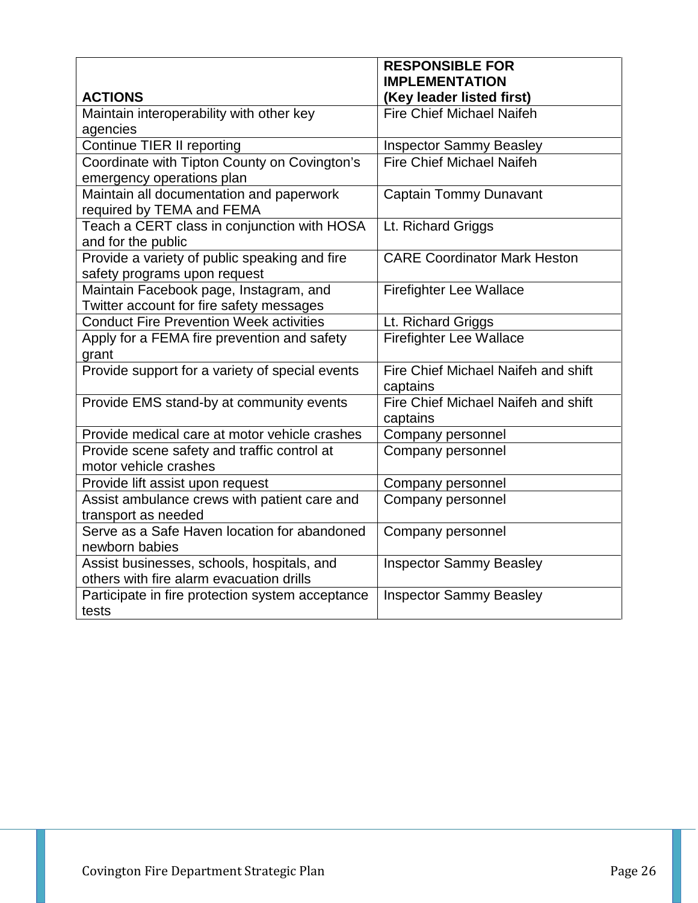| ACTIONS | RESPONSIBLE FOR IMPLEMENTATION (Key leader listed first) |
|---|---|
| Maintain interoperability with other key agencies | Fire Chief Michael Naifeh |
| Continue TIER II reporting | Inspector Sammy Beasley |
| Coordinate with Tipton County on Covington's emergency operations plan | Fire Chief Michael Naifeh |
| Maintain all documentation and paperwork required by TEMA and FEMA | Captain Tommy Dunavant |
| Teach a CERT class in conjunction with HOSA and for the public | Lt. Richard Griggs |
| Provide a variety of public speaking and fire safety programs upon request | CARE Coordinator Mark Heston |
| Maintain Facebook page, Instagram, and Twitter account for fire safety messages | Firefighter Lee Wallace |
| Conduct Fire Prevention Week activities | Lt. Richard Griggs |
| Apply for a FEMA fire prevention and safety grant | Firefighter Lee Wallace |
| Provide support for a variety of special events | Fire Chief Michael Naifeh and shift captains |
| Provide EMS stand-by at community events | Fire Chief Michael Naifeh and shift captains |
| Provide medical care at motor vehicle crashes | Company personnel |
| Provide scene safety and traffic control at motor vehicle crashes | Company personnel |
| Provide lift assist upon request | Company personnel |
| Assist ambulance crews with patient care and transport as needed | Company personnel |
| Serve as a Safe Haven location for abandoned newborn babies | Company personnel |
| Assist businesses, schools, hospitals, and others with fire alarm evacuation drills | Inspector Sammy Beasley |
| Participate in fire protection system acceptance tests | Inspector Sammy Beasley |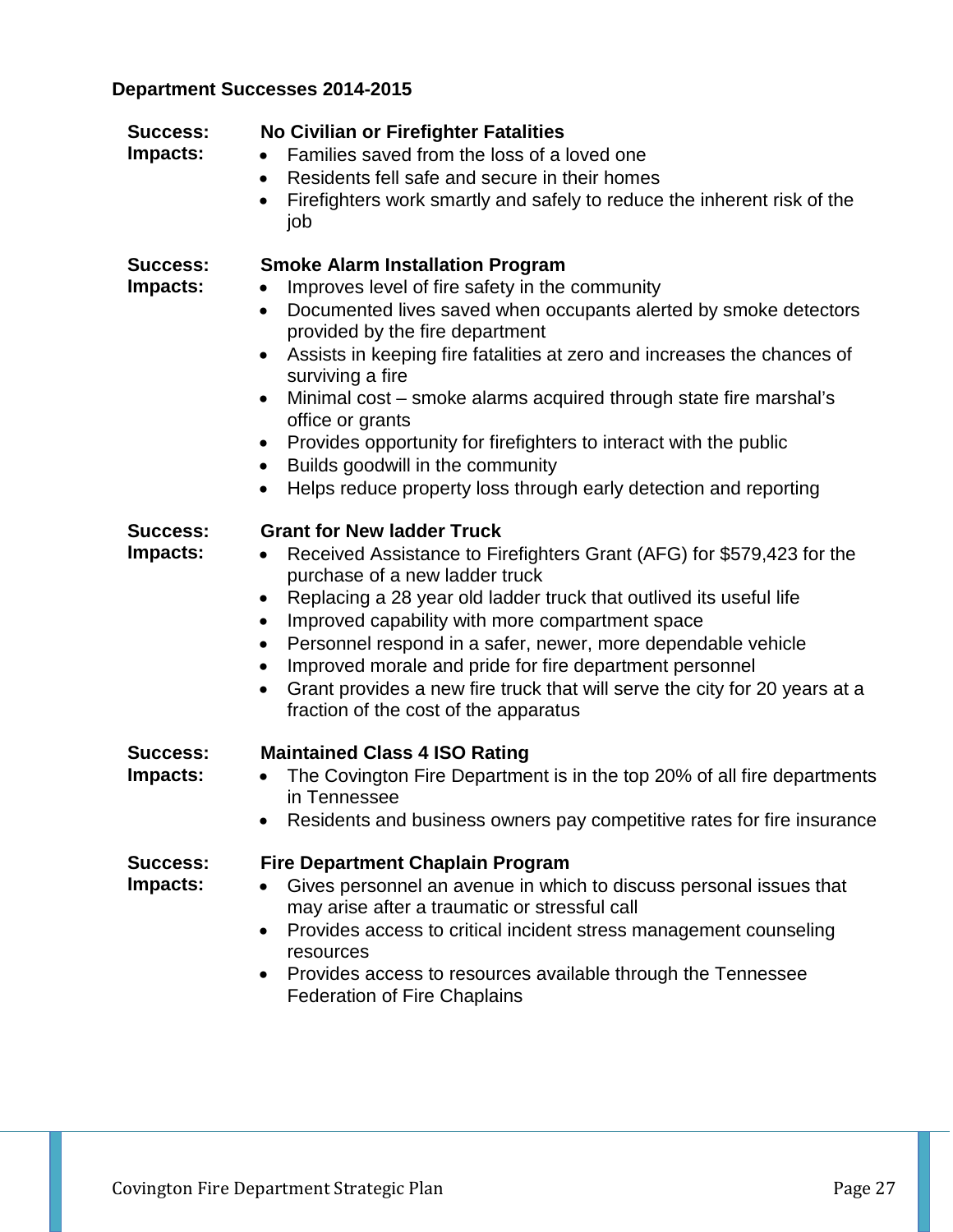## Department Successes 2014-2015

**Success:** **No Civilian or Firefighter Fatalities**

**Impacts:**

- Families saved from the loss of a loved one
- Residents fell safe and secure in their homes
- Firefighters work smartly and safely to reduce the inherent risk of the job

**Success:** **Smoke Alarm Installation Program**

**Impacts:**

- Improves level of fire safety in the community
- Documented lives saved when occupants alerted by smoke detectors provided by the fire department
- Assists in keeping fire fatalities at zero and increases the chances of surviving a fire
- Minimal cost – smoke alarms acquired through state fire marshal's office or grants
- Provides opportunity for firefighters to interact with the public
- Builds goodwill in the community
- Helps reduce property loss through early detection and reporting

**Success:** **Grant for New ladder Truck**

**Impacts:**

- Received Assistance to Firefighters Grant (AFG) for $579,423 for the purchase of a new ladder truck
- Replacing a 28 year old ladder truck that outlived its useful life
- Improved capability with more compartment space
- Personnel respond in a safer, newer, more dependable vehicle
- Improved morale and pride for fire department personnel
- Grant provides a new fire truck that will serve the city for 20 years at a fraction of the cost of the apparatus

**Success:** **Maintained Class 4 ISO Rating**

**Impacts:**

- The Covington Fire Department is in the top 20% of all fire departments in Tennessee
- Residents and business owners pay competitive rates for fire insurance

**Success:** **Fire Department Chaplain Program**

**Impacts:**

- Gives personnel an avenue in which to discuss personal issues that may arise after a traumatic or stressful call
- Provides access to critical incident stress management counseling resources
- Provides access to resources available through the Tennessee Federation of Fire Chaplains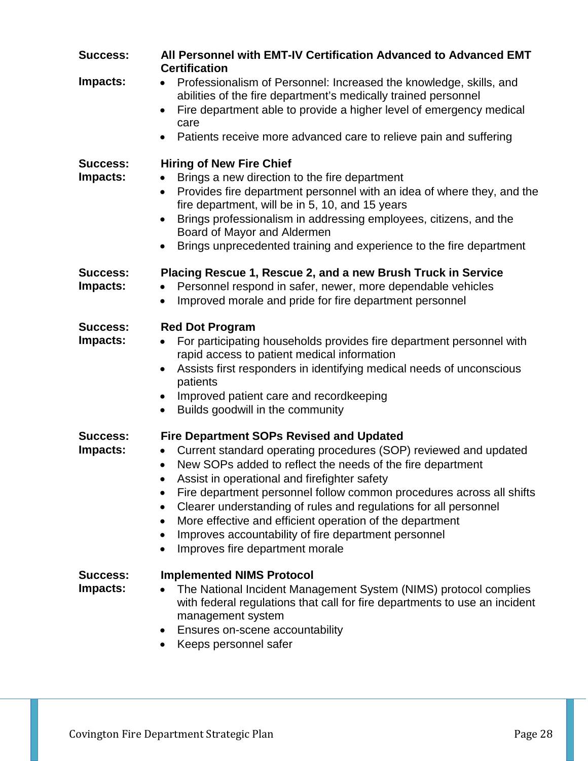**Success:** **All Personnel with EMT-IV Certification Advanced to Advanced EMT Certification**

**Impacts:**

- Professionalism of Personnel: Increased the knowledge, skills, and abilities of the fire department's medically trained personnel
- Fire department able to provide a higher level of emergency medical care
- Patients receive more advanced care to relieve pain and suffering

**Success:** **Hiring of New Fire Chief**

**Impacts:**

- Brings a new direction to the fire department
- Provides fire department personnel with an idea of where they, and the fire department, will be in 5, 10, and 15 years
- Brings professionalism in addressing employees, citizens, and the Board of Mayor and Aldermen
- Brings unprecedented training and experience to the fire department

**Success:** **Placing Rescue 1, Rescue 2, and a new Brush Truck in Service**

**Impacts:**

- Personnel respond in safer, newer, more dependable vehicles
- Improved morale and pride for fire department personnel

**Success:** **Red Dot Program**

**Impacts:**

- For participating households provides fire department personnel with rapid access to patient medical information
- Assists first responders in identifying medical needs of unconscious patients
- Improved patient care and recordkeeping
- Builds goodwill in the community

**Success:** **Fire Department SOPs Revised and Updated**

**Impacts:**

- Current standard operating procedures (SOP) reviewed and updated
- New SOPs added to reflect the needs of the fire department
- Assist in operational and firefighter safety
- Fire department personnel follow common procedures across all shifts
- Clearer understanding of rules and regulations for all personnel
- More effective and efficient operation of the department
- Improves accountability of fire department personnel
- Improves fire department morale

**Success:** **Implemented NIMS Protocol**

**Impacts:**

- The National Incident Management System (NIMS) protocol complies with federal regulations that call for fire departments to use an incident management system
- Ensures on-scene accountability
- Keeps personnel safer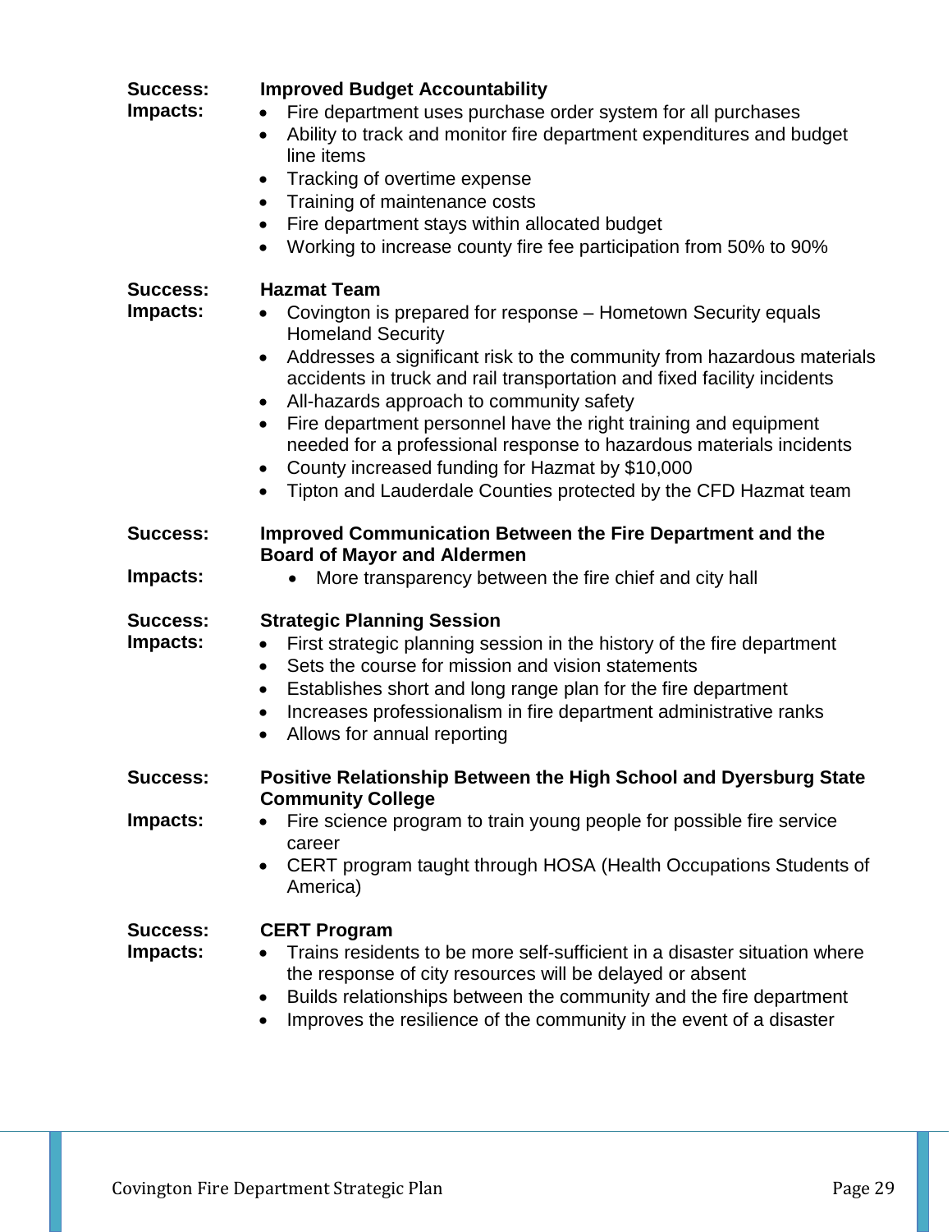**Success:** **Improved Budget Accountability**

**Impacts:**

- Fire department uses purchase order system for all purchases
- Ability to track and monitor fire department expenditures and budget line items
- Tracking of overtime expense
- Training of maintenance costs
- Fire department stays within allocated budget
- Working to increase county fire fee participation from 50% to 90%

**Success:** **Hazmat Team**

**Impacts:**

- Covington is prepared for response – Hometown Security equals Homeland Security
- Addresses a significant risk to the community from hazardous materials accidents in truck and rail transportation and fixed facility incidents
- All-hazards approach to community safety
- Fire department personnel have the right training and equipment needed for a professional response to hazardous materials incidents
- County increased funding for Hazmat by $10,000
- Tipton and Lauderdale Counties protected by the CFD Hazmat team

**Success:** **Improved Communication Between the Fire Department and the Board of Mayor and Aldermen**

**Impacts:**

- More transparency between the fire chief and city hall

**Success:** **Strategic Planning Session**

**Impacts:**

- First strategic planning session in the history of the fire department
- Sets the course for mission and vision statements
- Establishes short and long range plan for the fire department
- Increases professionalism in fire department administrative ranks
- Allows for annual reporting

**Success:** **Positive Relationship Between the High School and Dyersburg State Community College**

**Impacts:**

- Fire science program to train young people for possible fire service career
- CERT program taught through HOSA (Health Occupations Students of America)

**Success:** **CERT Program**

**Impacts:**

- Trains residents to be more self-sufficient in a disaster situation where the response of city resources will be delayed or absent
- Builds relationships between the community and the fire department
- Improves the resilience of the community in the event of a disaster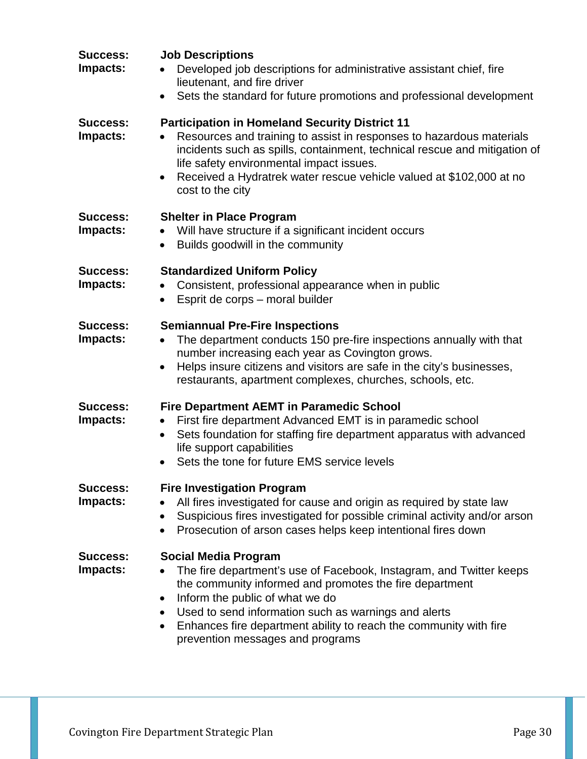**Success:** **Job Descriptions**
**Impacts:**

- Developed job descriptions for administrative assistant chief, fire lieutenant, and fire driver
- Sets the standard for future promotions and professional development

**Success:** **Participation in Homeland Security District 11**
**Impacts:**

- Resources and training to assist in responses to hazardous materials incidents such as spills, containment, technical rescue and mitigation of life safety environmental impact issues.
- Received a Hydratrek water rescue vehicle valued at $102,000 at no cost to the city

**Success:** **Shelter in Place Program**
**Impacts:**

- Will have structure if a significant incident occurs
- Builds goodwill in the community

**Success:** **Standardized Uniform Policy**
**Impacts:**

- Consistent, professional appearance when in public
- Esprit de corps – moral builder

**Success:** **Semiannual Pre-Fire Inspections**
**Impacts:**

- The department conducts 150 pre-fire inspections annually with that number increasing each year as Covington grows.
- Helps insure citizens and visitors are safe in the city's businesses, restaurants, apartment complexes, churches, schools, etc.

**Success:** **Fire Department AEMT in Paramedic School**
**Impacts:**

- First fire department Advanced EMT is in paramedic school
- Sets foundation for staffing fire department apparatus with advanced life support capabilities
- Sets the tone for future EMS service levels

**Success:** **Fire Investigation Program**
**Impacts:**

- All fires investigated for cause and origin as required by state law
- Suspicious fires investigated for possible criminal activity and/or arson
- Prosecution of arson cases helps keep intentional fires down

**Success:** **Social Media Program**
**Impacts:**

- The fire department's use of Facebook, Instagram, and Twitter keeps the community informed and promotes the fire department
- Inform the public of what we do
- Used to send information such as warnings and alerts
- Enhances fire department ability to reach the community with fire prevention messages and programs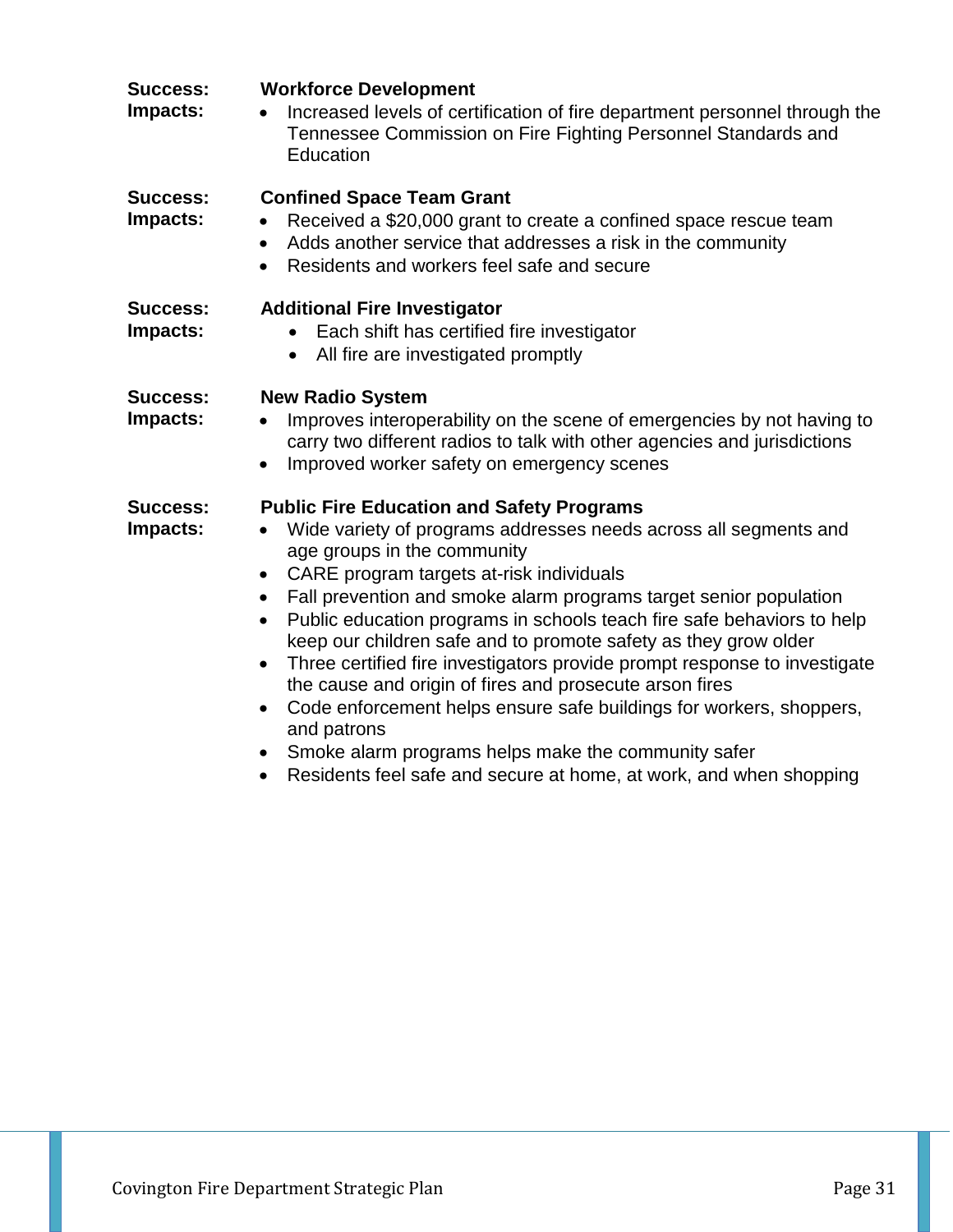**Success:** **Workforce Development**

**Impacts:**

- Increased levels of certification of fire department personnel through the Tennessee Commission on Fire Fighting Personnel Standards and Education

**Success:** **Confined Space Team Grant**

**Impacts:**

- Received a $20,000 grant to create a confined space rescue team
- Adds another service that addresses a risk in the community
- Residents and workers feel safe and secure

**Success:** **Additional Fire Investigator**

**Impacts:**

- Each shift has certified fire investigator
- All fire are investigated promptly

**Success:** **New Radio System**

**Impacts:**

- Improves interoperability on the scene of emergencies by not having to carry two different radios to talk with other agencies and jurisdictions
- Improved worker safety on emergency scenes

**Success:** **Public Fire Education and Safety Programs**

**Impacts:**

- Wide variety of programs addresses needs across all segments and age groups in the community
- CARE program targets at-risk individuals
- Fall prevention and smoke alarm programs target senior population
- Public education programs in schools teach fire safe behaviors to help keep our children safe and to promote safety as they grow older
- Three certified fire investigators provide prompt response to investigate the cause and origin of fires and prosecute arson fires
- Code enforcement helps ensure safe buildings for workers, shoppers, and patrons
- Smoke alarm programs helps make the community safer
- Residents feel safe and secure at home, at work, and when shopping